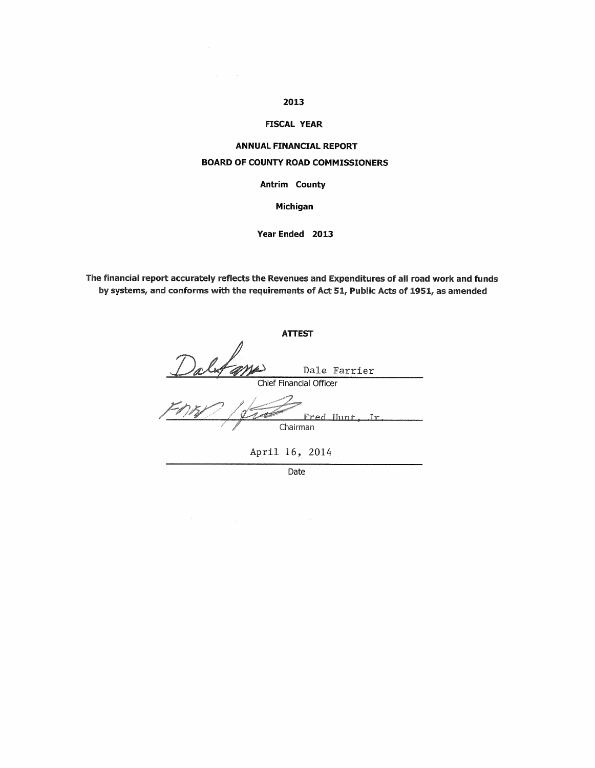# 2013

## FISCAL YEAR

## ANNUAL FINANCIAL REPORT

## BOARD OF COUNTY ROAD COMMISSIONERS

**Antrim County**

**Michigan**

**Year Ended 2013**

**The financial report accurately reflects the Revenues and Expenditures of all road work and funds by systems, and conforms with the requirements of Act 51, Public Acts of 1951, as amended**

**ATTEST**

Dale Farrier
Chief Financial Officer

Fred Hunt, Jr.
Chairman

April 16, 2014
Date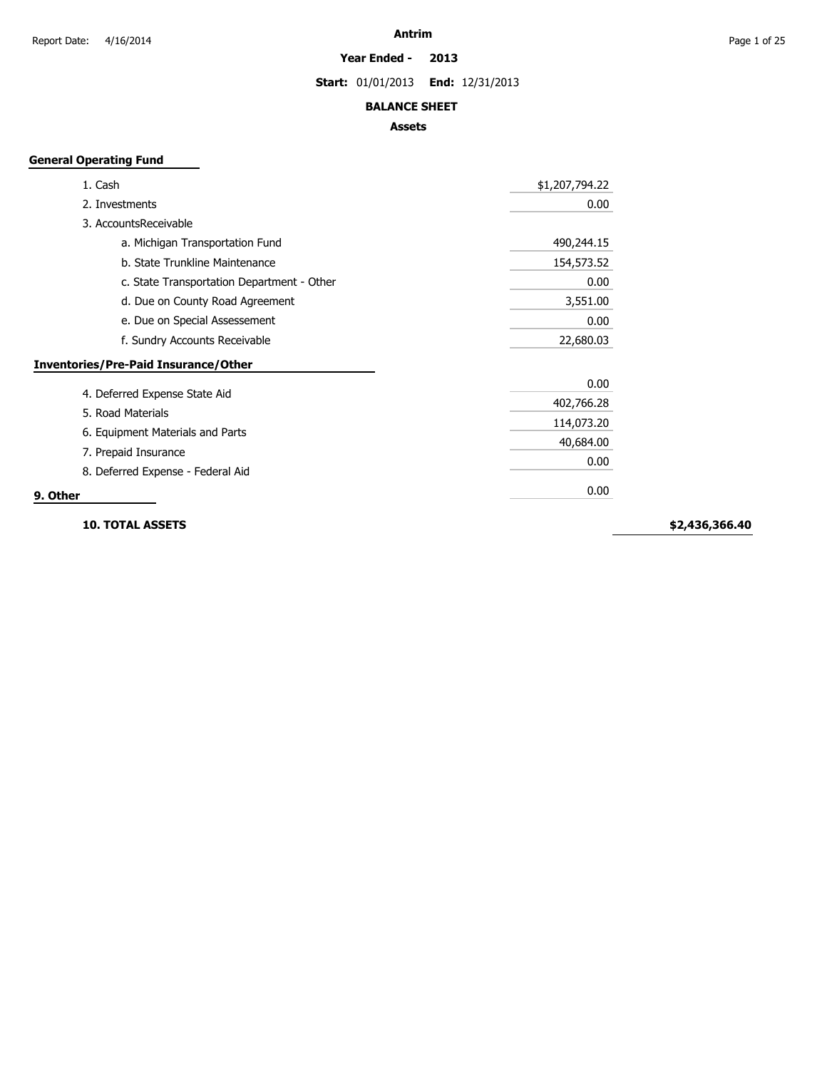# Antrim

**Year Ended - 2013**

**Start:** 01/01/2013 **End:** 12/31/2013

## BALANCE SHEET

### Assets

**General Operating Fund**

| Item | Amount | Total |
|---|---|---|
| 1. Cash | $1,207,794.22 | |
| 2. Investments | 0.00 | |
| 3. AccountsReceivable | | |
| a. Michigan Transportation Fund | 490,244.15 | |
| b. State Trunkline Maintenance | 154,573.52 | |
| c. State Transportation Department - Other | 0.00 | |
| d. Due on County Road Agreement | 3,551.00 | |
| e. Due on Special Assessement | 0.00 | |
| f. Sundry Accounts Receivable | 22,680.03 | |
| **Inventories/Pre-Paid Insurance/Other** | | |
| 4. Deferred Expense State Aid | 0.00 | |
| 5. Road Materials | 402,766.28 | |
| 6. Equipment Materials and Parts | 114,073.20 | |
| 7. Prepaid Insurance | 40,684.00 | |
| 8. Deferred Expense - Federal Aid | 0.00 | |
| **9. Other** | 0.00 | |
| **10. TOTAL ASSETS** | | **$2,436,366.40** |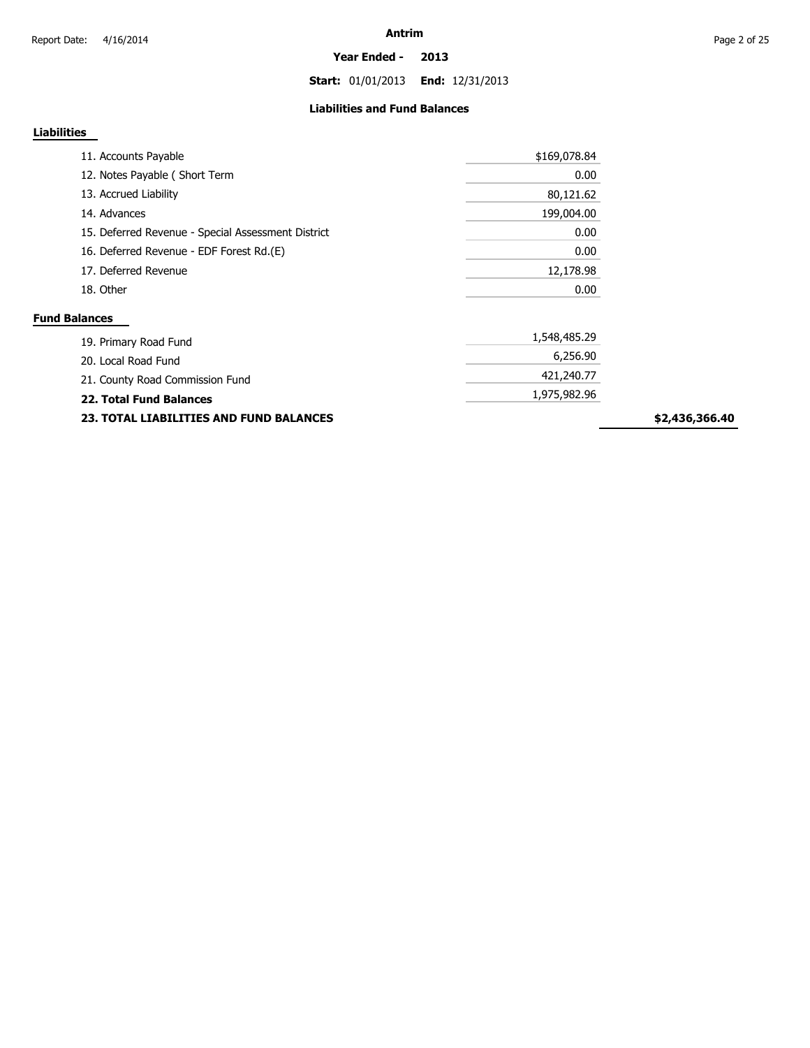# Antrim

**Year Ended - 2013**

**Start:** 01/01/2013 **End:** 12/31/2013

## Liabilities and Fund Balances

### Liabilities

| Item | Amount | Total |
|---|---|---|
| 11. Accounts Payable | $169,078.84 | |
| 12. Notes Payable ( Short Term | 0.00 | |
| 13. Accrued Liability | 80,121.62 | |
| 14. Advances | 199,004.00 | |
| 15. Deferred Revenue - Special Assessment District | 0.00 | |
| 16. Deferred Revenue - EDF Forest Rd.(E) | 0.00 | |
| 17. Deferred Revenue | 12,178.98 | |
| 18. Other | 0.00 | |

### Fund Balances

| Item | Amount | Total |
|---|---|---|
| 19. Primary Road Fund | 1,548,485.29 | |
| 20. Local Road Fund | 6,256.90 | |
| 21. County Road Commission Fund | 421,240.77 | |
| **22. Total Fund Balances** | 1,975,982.96 | |
| **23. TOTAL LIABILITIES AND FUND BALANCES** | | **$2,436,366.40** |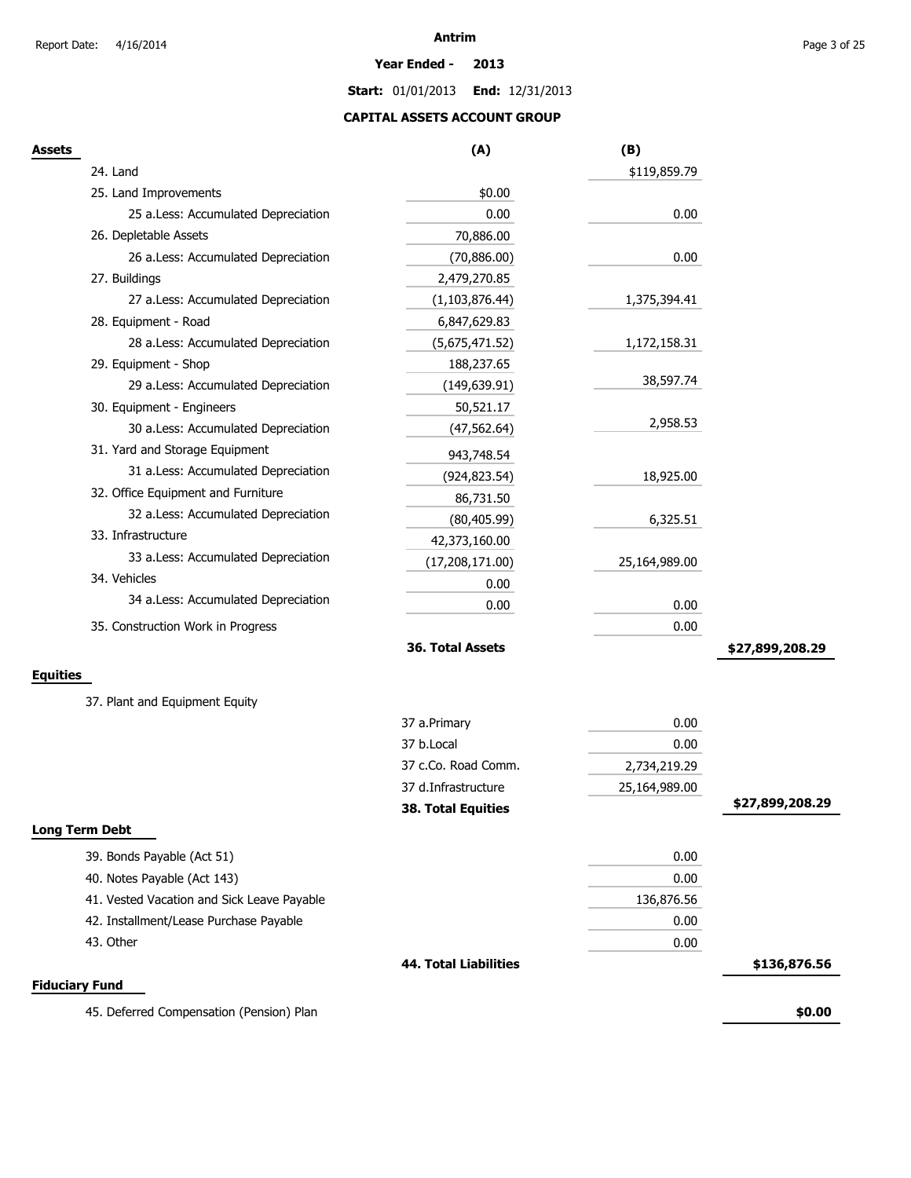# Antrim

**Year Ended - 2013**

**Start:** 01/01/2013 **End:** 12/31/2013

## CAPITAL ASSETS ACCOUNT GROUP

| **Assets** | **(A)** | **(B)** | |
|---|---|---|---|
| 24. Land | | $119,859.79 | |
| 25. Land Improvements | $0.00 | | |
| 25 a.Less: Accumulated Depreciation | 0.00 | 0.00 | |
| 26. Depletable Assets | 70,886.00 | | |
| 26 a.Less: Accumulated Depreciation | (70,886.00) | 0.00 | |
| 27. Buildings | 2,479,270.85 | | |
| 27 a.Less: Accumulated Depreciation | (1,103,876.44) | 1,375,394.41 | |
| 28. Equipment - Road | 6,847,629.83 | | |
| 28 a.Less: Accumulated Depreciation | (5,675,471.52) | 1,172,158.31 | |
| 29. Equipment - Shop | 188,237.65 | | |
| 29 a.Less: Accumulated Depreciation | (149,639.91) | 38,597.74 | |
| 30. Equipment - Engineers | 50,521.17 | | |
| 30 a.Less: Accumulated Depreciation | (47,562.64) | 2,958.53 | |
| 31. Yard and Storage Equipment | 943,748.54 | | |
| 31 a.Less: Accumulated Depreciation | (924,823.54) | 18,925.00 | |
| 32. Office Equipment and Furniture | 86,731.50 | | |
| 32 a.Less: Accumulated Depreciation | (80,405.99) | 6,325.51 | |
| 33. Infrastructure | 42,373,160.00 | | |
| 33 a.Less: Accumulated Depreciation | (17,208,171.00) | 25,164,989.00 | |
| 34. Vehicles | 0.00 | | |
| 34 a.Less: Accumulated Depreciation | 0.00 | 0.00 | |
| 35. Construction Work in Progress | | 0.00 | |
| | **36. Total Assets** | | **$27,899,208.29** |

| **Equities** | | | |
|---|---|---|---|
| 37. Plant and Equipment Equity | | | |
| | 37 a.Primary | 0.00 | |
| | 37 b.Local | 0.00 | |
| | 37 c.Co. Road Comm. | 2,734,219.29 | |
| | 37 d.Infrastructure | 25,164,989.00 | |
| | **38. Total Equities** | | **$27,899,208.29** |

| **Long Term Debt** | | | |
|---|---|---|---|
| 39. Bonds Payable (Act 51) | | 0.00 | |
| 40. Notes Payable (Act 143) | | 0.00 | |
| 41. Vested Vacation and Sick Leave Payable | | 136,876.56 | |
| 42. Installment/Lease Purchase Payable | | 0.00 | |
| 43. Other | | 0.00 | |
| | **44. Total Liabilities** | | **$136,876.56** |

| **Fiduciary Fund** | |
|---|---|
| 45. Deferred Compensation (Pension) Plan | **$0.00** |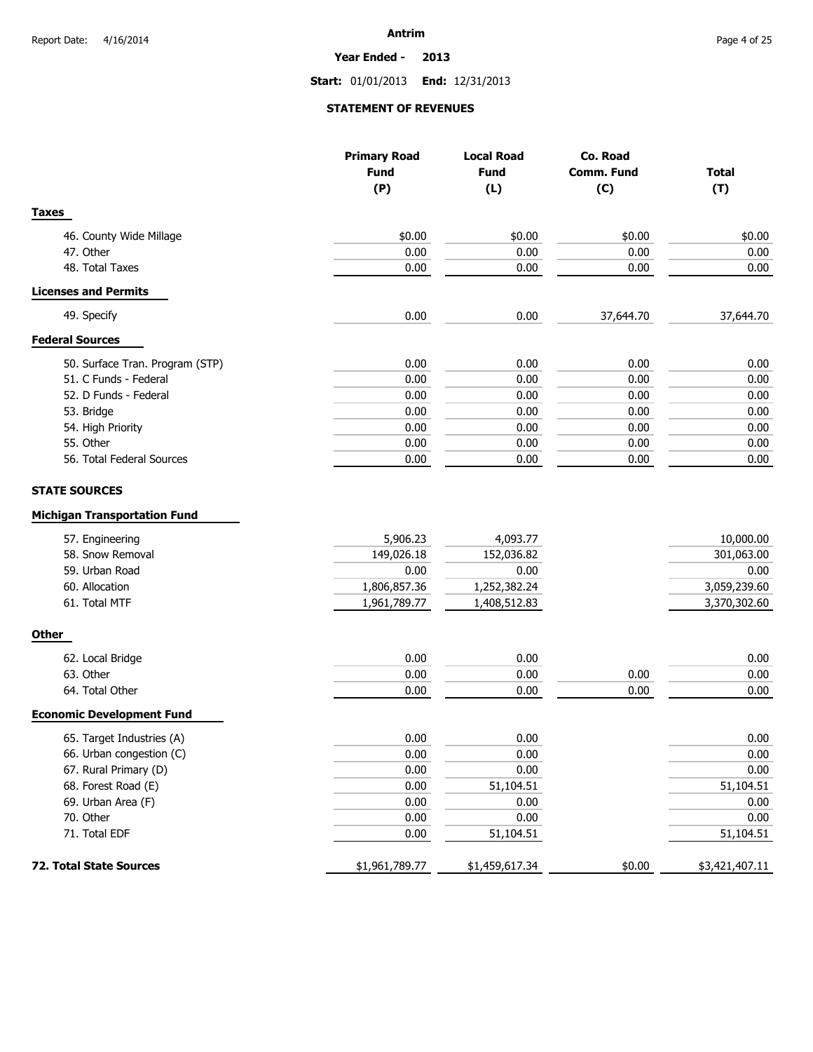**Antrim**

**Year Ended - 2013**

**Start:** 01/01/2013 **End:** 12/31/2013

## STATEMENT OF REVENUES

| | Primary Road Fund (P) | Local Road Fund (L) | Co. Road Comm. Fund (C) | Total (T) |
|---|---|---|---|---|
| **Taxes** | | | | |
| 46. County Wide Millage | $0.00 | $0.00 | $0.00 | $0.00 |
| 47. Other | 0.00 | 0.00 | 0.00 | 0.00 |
| 48. Total Taxes | 0.00 | 0.00 | 0.00 | 0.00 |
| **Licenses and Permits** | | | | |
| 49. Specify | 0.00 | 0.00 | 37,644.70 | 37,644.70 |
| **Federal Sources** | | | | |
| 50. Surface Tran. Program (STP) | 0.00 | 0.00 | 0.00 | 0.00 |
| 51. C Funds - Federal | 0.00 | 0.00 | 0.00 | 0.00 |
| 52. D Funds - Federal | 0.00 | 0.00 | 0.00 | 0.00 |
| 53. Bridge | 0.00 | 0.00 | 0.00 | 0.00 |
| 54. High Priority | 0.00 | 0.00 | 0.00 | 0.00 |
| 55. Other | 0.00 | 0.00 | 0.00 | 0.00 |
| 56. Total Federal Sources | 0.00 | 0.00 | 0.00 | 0.00 |
| **STATE SOURCES** | | | | |
| **Michigan Transportation Fund** | | | | |
| 57. Engineering | 5,906.23 | 4,093.77 | | 10,000.00 |
| 58. Snow Removal | 149,026.18 | 152,036.82 | | 301,063.00 |
| 59. Urban Road | 0.00 | 0.00 | | 0.00 |
| 60. Allocation | 1,806,857.36 | 1,252,382.24 | | 3,059,239.60 |
| 61. Total MTF | 1,961,789.77 | 1,408,512.83 | | 3,370,302.60 |
| **Other** | | | | |
| 62. Local Bridge | 0.00 | 0.00 | | 0.00 |
| 63. Other | 0.00 | 0.00 | 0.00 | 0.00 |
| 64. Total Other | 0.00 | 0.00 | 0.00 | 0.00 |
| **Economic Development Fund** | | | | |
| 65. Target Industries (A) | 0.00 | 0.00 | | 0.00 |
| 66. Urban congestion (C) | 0.00 | 0.00 | | 0.00 |
| 67. Rural Primary (D) | 0.00 | 0.00 | | 0.00 |
| 68. Forest Road (E) | 0.00 | 51,104.51 | | 51,104.51 |
| 69. Urban Area (F) | 0.00 | 0.00 | | 0.00 |
| 70. Other | 0.00 | 0.00 | | 0.00 |
| 71. Total EDF | 0.00 | 51,104.51 | | 51,104.51 |
| **72. Total State Sources** | $1,961,789.77 | $1,459,617.34 | $0.00 | $3,421,407.11 |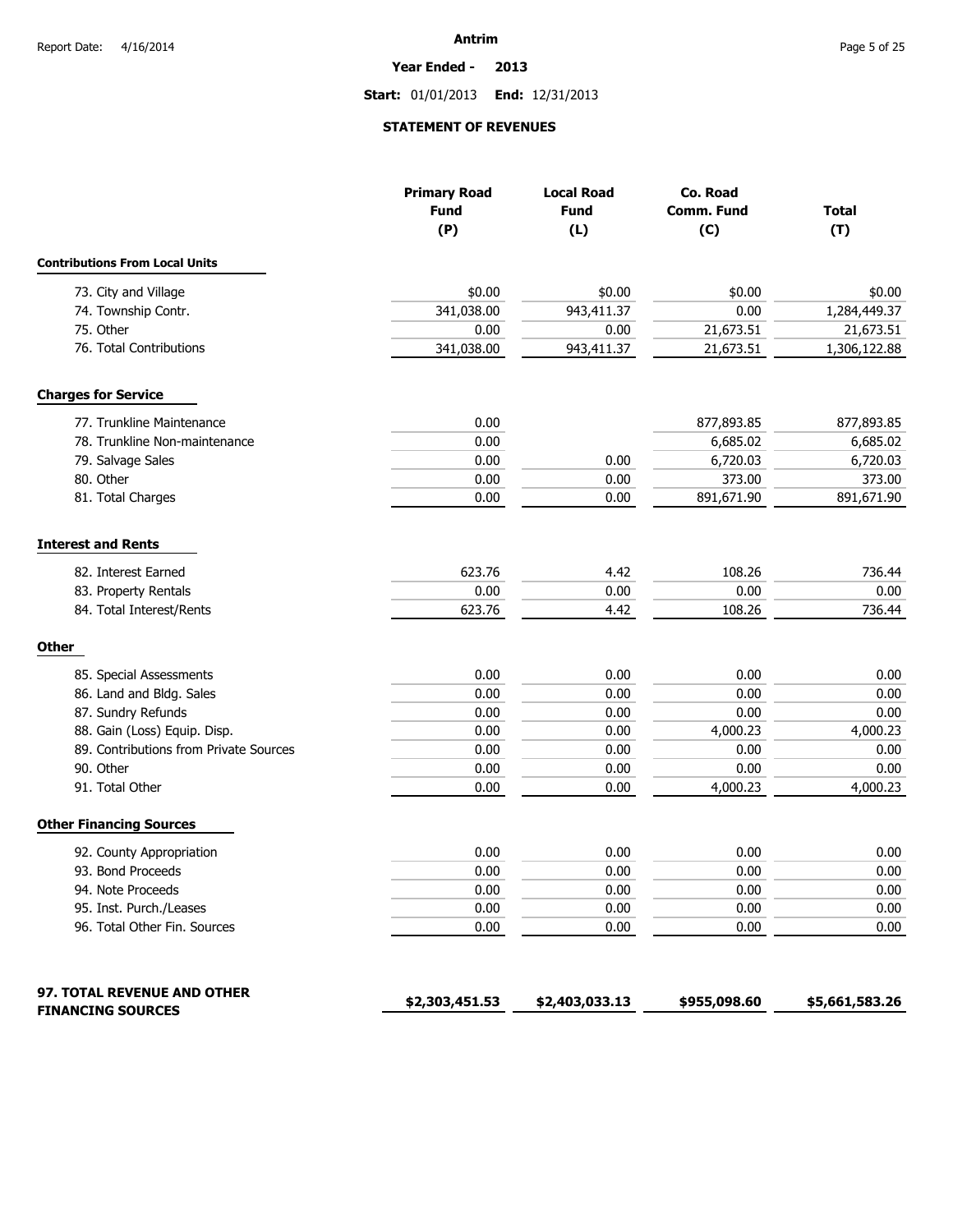# Antrim

**Year Ended - 2013**

**Start:** 01/01/2013 **End:** 12/31/2013

## STATEMENT OF REVENUES

| | Primary Road Fund (P) | Local Road Fund (L) | Co. Road Comm. Fund (C) | Total (T) |
|---|---|---|---|---|
| **Contributions From Local Units** | | | | |
| 73. City and Village | $0.00 | $0.00 | $0.00 | $0.00 |
| 74. Township Contr. | 341,038.00 | 943,411.37 | 0.00 | 1,284,449.37 |
| 75. Other | 0.00 | 0.00 | 21,673.51 | 21,673.51 |
| 76. Total Contributions | 341,038.00 | 943,411.37 | 21,673.51 | 1,306,122.88 |
| **Charges for Service** | | | | |
| 77. Trunkline Maintenance | 0.00 | | 877,893.85 | 877,893.85 |
| 78. Trunkline Non-maintenance | 0.00 | | 6,685.02 | 6,685.02 |
| 79. Salvage Sales | 0.00 | 0.00 | 6,720.03 | 6,720.03 |
| 80. Other | 0.00 | 0.00 | 373.00 | 373.00 |
| 81. Total Charges | 0.00 | 0.00 | 891,671.90 | 891,671.90 |
| **Interest and Rents** | | | | |
| 82. Interest Earned | 623.76 | 4.42 | 108.26 | 736.44 |
| 83. Property Rentals | 0.00 | 0.00 | 0.00 | 0.00 |
| 84. Total Interest/Rents | 623.76 | 4.42 | 108.26 | 736.44 |
| **Other** | | | | |
| 85. Special Assessments | 0.00 | 0.00 | 0.00 | 0.00 |
| 86. Land and Bldg. Sales | 0.00 | 0.00 | 0.00 | 0.00 |
| 87. Sundry Refunds | 0.00 | 0.00 | 0.00 | 0.00 |
| 88. Gain (Loss) Equip. Disp. | 0.00 | 0.00 | 4,000.23 | 4,000.23 |
| 89. Contributions from Private Sources | 0.00 | 0.00 | 0.00 | 0.00 |
| 90. Other | 0.00 | 0.00 | 0.00 | 0.00 |
| 91. Total Other | 0.00 | 0.00 | 4,000.23 | 4,000.23 |
| **Other Financing Sources** | | | | |
| 92. County Appropriation | 0.00 | 0.00 | 0.00 | 0.00 |
| 93. Bond Proceeds | 0.00 | 0.00 | 0.00 | 0.00 |
| 94. Note Proceeds | 0.00 | 0.00 | 0.00 | 0.00 |
| 95. Inst. Purch./Leases | 0.00 | 0.00 | 0.00 | 0.00 |
| 96. Total Other Fin. Sources | 0.00 | 0.00 | 0.00 | 0.00 |
| **97. TOTAL REVENUE AND OTHER FINANCING SOURCES** | **$2,303,451.53** | **$2,403,033.13** | **$955,098.60** | **$5,661,583.26** |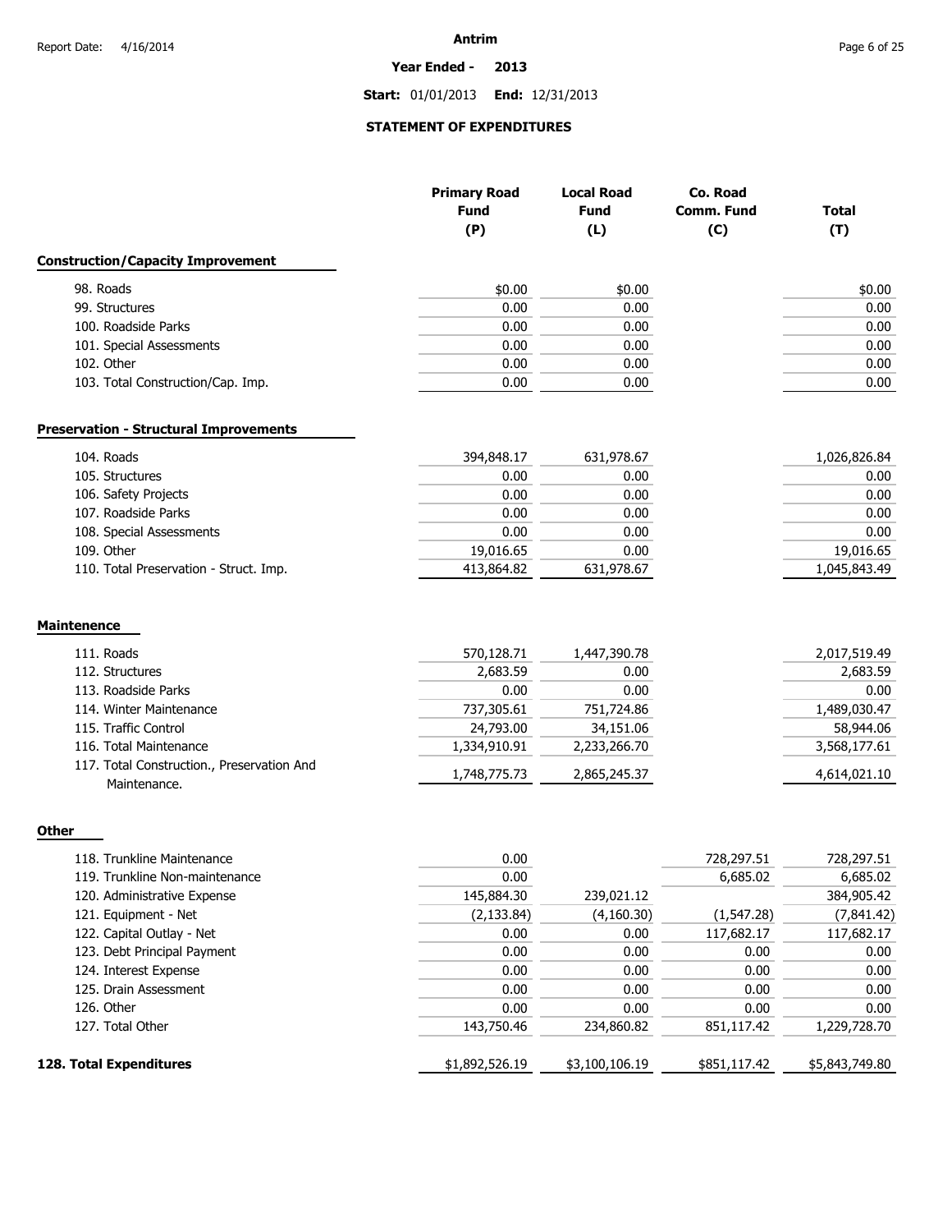# Antrim

**Year Ended - 2013**

**Start:** 01/01/2013 **End:** 12/31/2013

## STATEMENT OF EXPENDITURES

| | Primary Road Fund (P) | Local Road Fund (L) | Co. Road Comm. Fund (C) | Total (T) |
|---|---|---|---|---|
| **Construction/Capacity Improvement** | | | | |
| 98. Roads | $0.00 | $0.00 | | $0.00 |
| 99. Structures | 0.00 | 0.00 | | 0.00 |
| 100. Roadside Parks | 0.00 | 0.00 | | 0.00 |
| 101. Special Assessments | 0.00 | 0.00 | | 0.00 |
| 102. Other | 0.00 | 0.00 | | 0.00 |
| 103. Total Construction/Cap. Imp. | 0.00 | 0.00 | | 0.00 |
| **Preservation - Structural Improvements** | | | | |
| 104. Roads | 394,848.17 | 631,978.67 | | 1,026,826.84 |
| 105. Structures | 0.00 | 0.00 | | 0.00 |
| 106. Safety Projects | 0.00 | 0.00 | | 0.00 |
| 107. Roadside Parks | 0.00 | 0.00 | | 0.00 |
| 108. Special Assessments | 0.00 | 0.00 | | 0.00 |
| 109. Other | 19,016.65 | 0.00 | | 19,016.65 |
| 110. Total Preservation - Struct. Imp. | 413,864.82 | 631,978.67 | | 1,045,843.49 |
| **Maintenence** | | | | |
| 111. Roads | 570,128.71 | 1,447,390.78 | | 2,017,519.49 |
| 112. Structures | 2,683.59 | 0.00 | | 2,683.59 |
| 113. Roadside Parks | 0.00 | 0.00 | | 0.00 |
| 114. Winter Maintenance | 737,305.61 | 751,724.86 | | 1,489,030.47 |
| 115. Traffic Control | 24,793.00 | 34,151.06 | | 58,944.06 |
| 116. Total Maintenance | 1,334,910.91 | 2,233,266.70 | | 3,568,177.61 |
| 117. Total Construction., Preservation And Maintenance. | 1,748,775.73 | 2,865,245.37 | | 4,614,021.10 |
| **Other** | | | | |
| 118. Trunkline Maintenance | 0.00 | | 728,297.51 | 728,297.51 |
| 119. Trunkline Non-maintenance | 0.00 | | 6,685.02 | 6,685.02 |
| 120. Administrative Expense | 145,884.30 | 239,021.12 | | 384,905.42 |
| 121. Equipment - Net | (2,133.84) | (4,160.30) | (1,547.28) | (7,841.42) |
| 122. Capital Outlay - Net | 0.00 | 0.00 | 117,682.17 | 117,682.17 |
| 123. Debt Principal Payment | 0.00 | 0.00 | 0.00 | 0.00 |
| 124. Interest Expense | 0.00 | 0.00 | 0.00 | 0.00 |
| 125. Drain Assessment | 0.00 | 0.00 | 0.00 | 0.00 |
| 126. Other | 0.00 | 0.00 | 0.00 | 0.00 |
| 127. Total Other | 143,750.46 | 234,860.82 | 851,117.42 | 1,229,728.70 |
| **128. Total Expenditures** | $1,892,526.19 | $3,100,106.19 | $851,117.42 | $5,843,749.80 |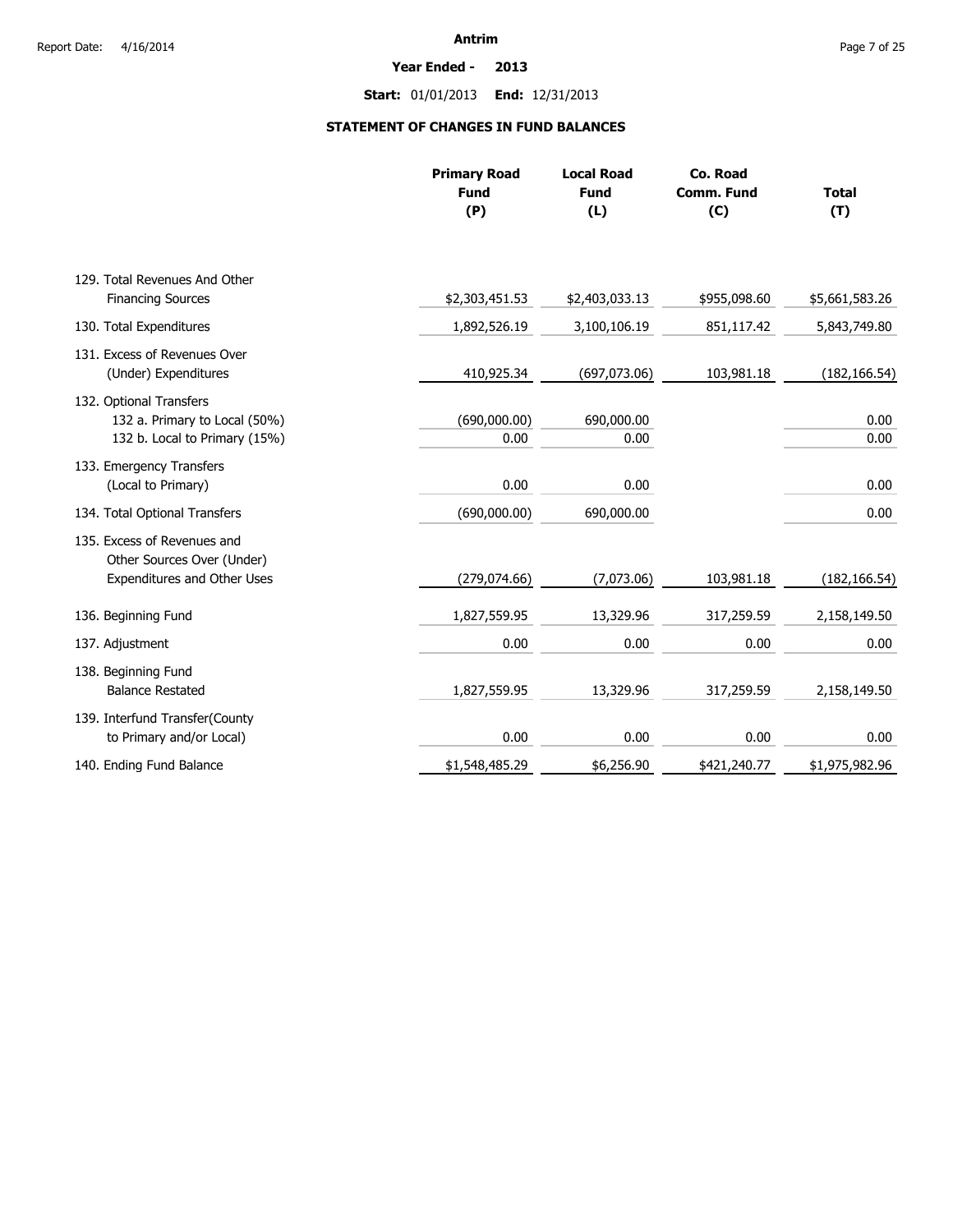**Antrim**

**Year Ended - 2013**

**Start:** 01/01/2013 **End:** 12/31/2013

## STATEMENT OF CHANGES IN FUND BALANCES

| | Primary Road Fund (P) | Local Road Fund (L) | Co. Road Comm. Fund (C) | Total (T) |
|---|---|---|---|---|
| 129. Total Revenues And Other Financing Sources | $2,303,451.53 | $2,403,033.13 | $955,098.60 | $5,661,583.26 |
| 130. Total Expenditures | 1,892,526.19 | 3,100,106.19 | 851,117.42 | 5,843,749.80 |
| 131. Excess of Revenues Over (Under) Expenditures | 410,925.34 | (697,073.06) | 103,981.18 | (182,166.54) |
| 132. Optional Transfers | | | | |
| 132 a. Primary to Local (50%) | (690,000.00) | 690,000.00 | | 0.00 |
| 132 b. Local to Primary (15%) | 0.00 | 0.00 | | 0.00 |
| 133. Emergency Transfers (Local to Primary) | 0.00 | 0.00 | | 0.00 |
| 134. Total Optional Transfers | (690,000.00) | 690,000.00 | | 0.00 |
| 135. Excess of Revenues and Other Sources Over (Under) Expenditures and Other Uses | (279,074.66) | (7,073.06) | 103,981.18 | (182,166.54) |
| 136. Beginning Fund | 1,827,559.95 | 13,329.96 | 317,259.59 | 2,158,149.50 |
| 137. Adjustment | 0.00 | 0.00 | 0.00 | 0.00 |
| 138. Beginning Fund Balance Restated | 1,827,559.95 | 13,329.96 | 317,259.59 | 2,158,149.50 |
| 139. Interfund Transfer(County to Primary and/or Local) | 0.00 | 0.00 | 0.00 | 0.00 |
| 140. Ending Fund Balance | $1,548,485.29 | $6,256.90 | $421,240.77 | $1,975,982.96 |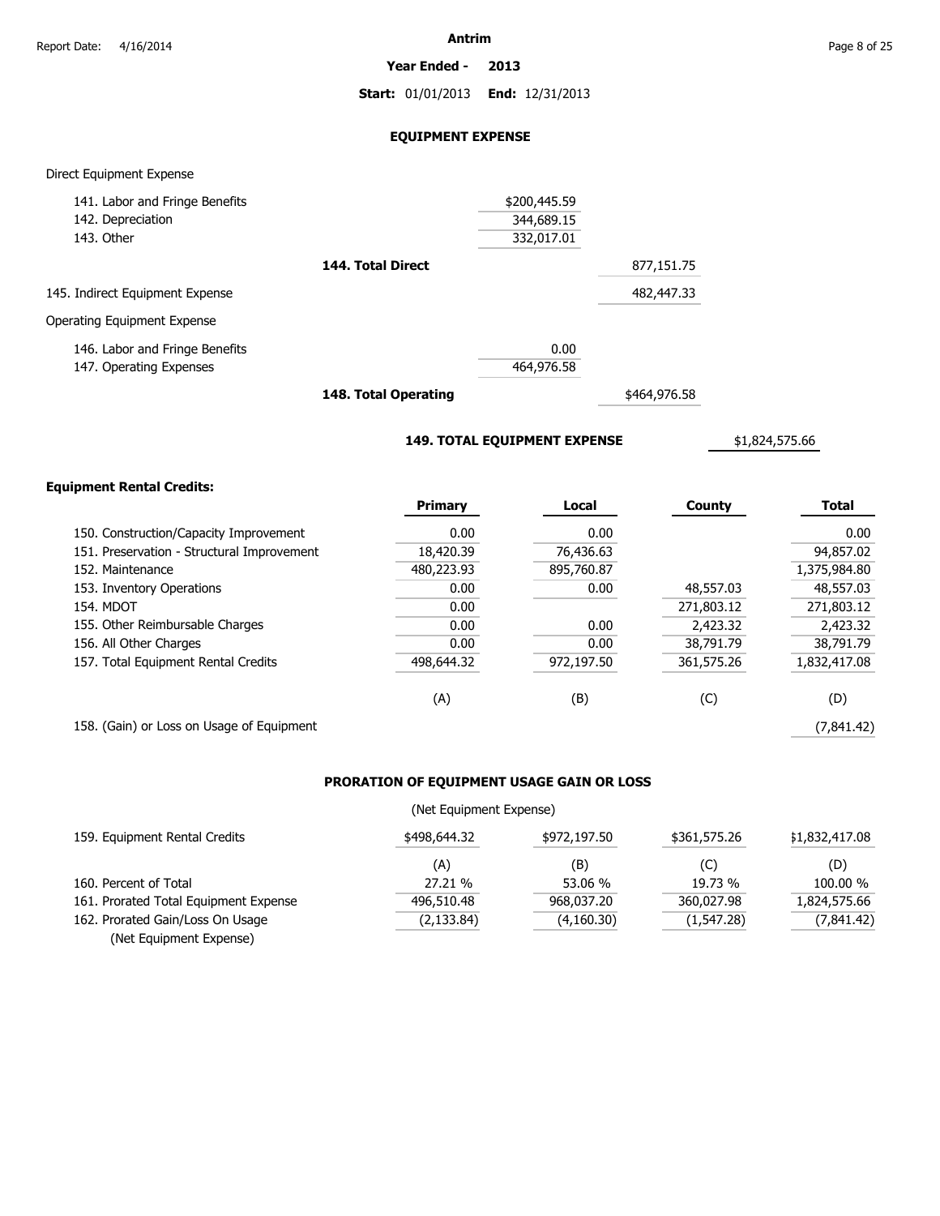# Antrim

**Year Ended - 2013**

**Start:** 01/01/2013 **End:** 12/31/2013

## EQUIPMENT EXPENSE

Direct Equipment Expense

| | | | |
|---|---|---|---|
| 141. Labor and Fringe Benefits | $200,445.59 | | |
| 142. Depreciation | 344,689.15 | | |
| 143. Other | 332,017.01 | | |
| **144. Total Direct** | | 877,151.75 | |
| 145. Indirect Equipment Expense | | 482,447.33 | |

Operating Equipment Expense

| | | | |
|---|---|---|---|
| 146. Labor and Fringe Benefits | 0.00 | | |
| 147. Operating Expenses | 464,976.58 | | |
| **148. Total Operating** | | $464,976.58 | |
| **149. TOTAL EQUIPMENT EXPENSE** | | | $1,824,575.66 |

**Equipment Rental Credits:**

| | Primary | Local | County | Total |
|---|---|---|---|---|
| 150. Construction/Capacity Improvement | 0.00 | 0.00 | | 0.00 |
| 151. Preservation - Structural Improvement | 18,420.39 | 76,436.63 | | 94,857.02 |
| 152. Maintenance | 480,223.93 | 895,760.87 | | 1,375,984.80 |
| 153. Inventory Operations | 0.00 | 0.00 | 48,557.03 | 48,557.03 |
| 154. MDOT | 0.00 | | 271,803.12 | 271,803.12 |
| 155. Other Reimbursable Charges | 0.00 | 0.00 | 2,423.32 | 2,423.32 |
| 156. All Other Charges | 0.00 | 0.00 | 38,791.79 | 38,791.79 |
| 157. Total Equipment Rental Credits | 498,644.32 | 972,197.50 | 361,575.26 | 1,832,417.08 |
| | (A) | (B) | (C) | (D) |
| 158. (Gain) or Loss on Usage of Equipment | | | | (7,841.42) |

## PRORATION OF EQUIPMENT USAGE GAIN OR LOSS

(Net Equipment Expense)

| | | | | |
|---|---|---|---|---|
| 159. Equipment Rental Credits | $498,644.32 | $972,197.50 | $361,575.26 | $1,832,417.08 |
| | (A) | (B) | (C) | (D) |
| 160. Percent of Total | 27.21 % | 53.06 % | 19.73 % | 100.00 % |
| 161. Prorated Total Equipment Expense | 496,510.48 | 968,037.20 | 360,027.98 | 1,824,575.66 |
| 162. Prorated Gain/Loss On Usage (Net Equipment Expense) | (2,133.84) | (4,160.30) | (1,547.28) | (7,841.42) |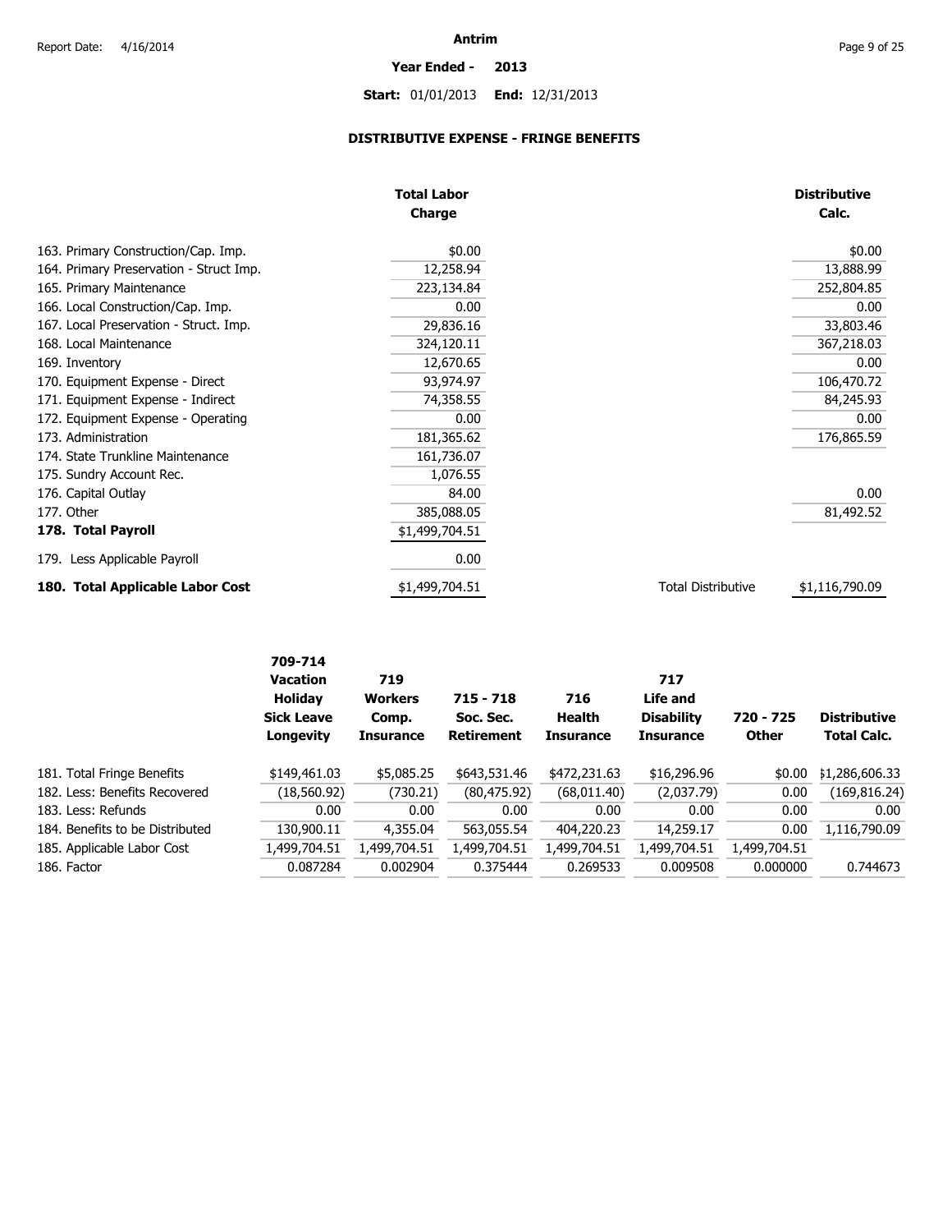Antrim

**Year Ended - 2013**

**Start:** 01/01/2013 **End:** 12/31/2013

## DISTRIBUTIVE EXPENSE - FRINGE BENEFITS

| | Total Labor Charge | | Distributive Calc. |
|---|---|---|---|
| 163. Primary Construction/Cap. Imp. | $0.00 | | $0.00 |
| 164. Primary Preservation - Struct Imp. | 12,258.94 | | 13,888.99 |
| 165. Primary Maintenance | 223,134.84 | | 252,804.85 |
| 166. Local Construction/Cap. Imp. | 0.00 | | 0.00 |
| 167. Local Preservation - Struct. Imp. | 29,836.16 | | 33,803.46 |
| 168. Local Maintenance | 324,120.11 | | 367,218.03 |
| 169. Inventory | 12,670.65 | | 0.00 |
| 170. Equipment Expense - Direct | 93,974.97 | | 106,470.72 |
| 171. Equipment Expense - Indirect | 74,358.55 | | 84,245.93 |
| 172. Equipment Expense - Operating | 0.00 | | 0.00 |
| 173. Administration | 181,365.62 | | 176,865.59 |
| 174. State Trunkline Maintenance | 161,736.07 | | |
| 175. Sundry Account Rec. | 1,076.55 | | |
| 176. Capital Outlay | 84.00 | | 0.00 |
| 177. Other | 385,088.05 | | 81,492.52 |
| **178. Total Payroll** | $1,499,704.51 | | |
| 179. Less Applicable Payroll | 0.00 | | |
| **180. Total Applicable Labor Cost** | $1,499,704.51 | Total Distributive | $1,116,790.09 |

| | 709-714 Vacation Holiday Sick Leave Longevity | 719 Workers Comp. Insurance | 715 - 718 Soc. Sec. Retirement | 716 Health Insurance | 717 Life and Disability Insurance | 720 - 725 Other | Distributive Total Calc. |
|---|---|---|---|---|---|---|---|
| 181. Total Fringe Benefits | $149,461.03 | $5,085.25 | $643,531.46 | $472,231.63 | $16,296.96 | $0.00 | $1,286,606.33 |
| 182. Less: Benefits Recovered | (18,560.92) | (730.21) | (80,475.92) | (68,011.40) | (2,037.79) | 0.00 | (169,816.24) |
| 183. Less: Refunds | 0.00 | 0.00 | 0.00 | 0.00 | 0.00 | 0.00 | 0.00 |
| 184. Benefits to be Distributed | 130,900.11 | 4,355.04 | 563,055.54 | 404,220.23 | 14,259.17 | 0.00 | 1,116,790.09 |
| 185. Applicable Labor Cost | 1,499,704.51 | 1,499,704.51 | 1,499,704.51 | 1,499,704.51 | 1,499,704.51 | 1,499,704.51 | |
| 186. Factor | 0.087284 | 0.002904 | 0.375444 | 0.269533 | 0.009508 | 0.000000 | 0.744673 |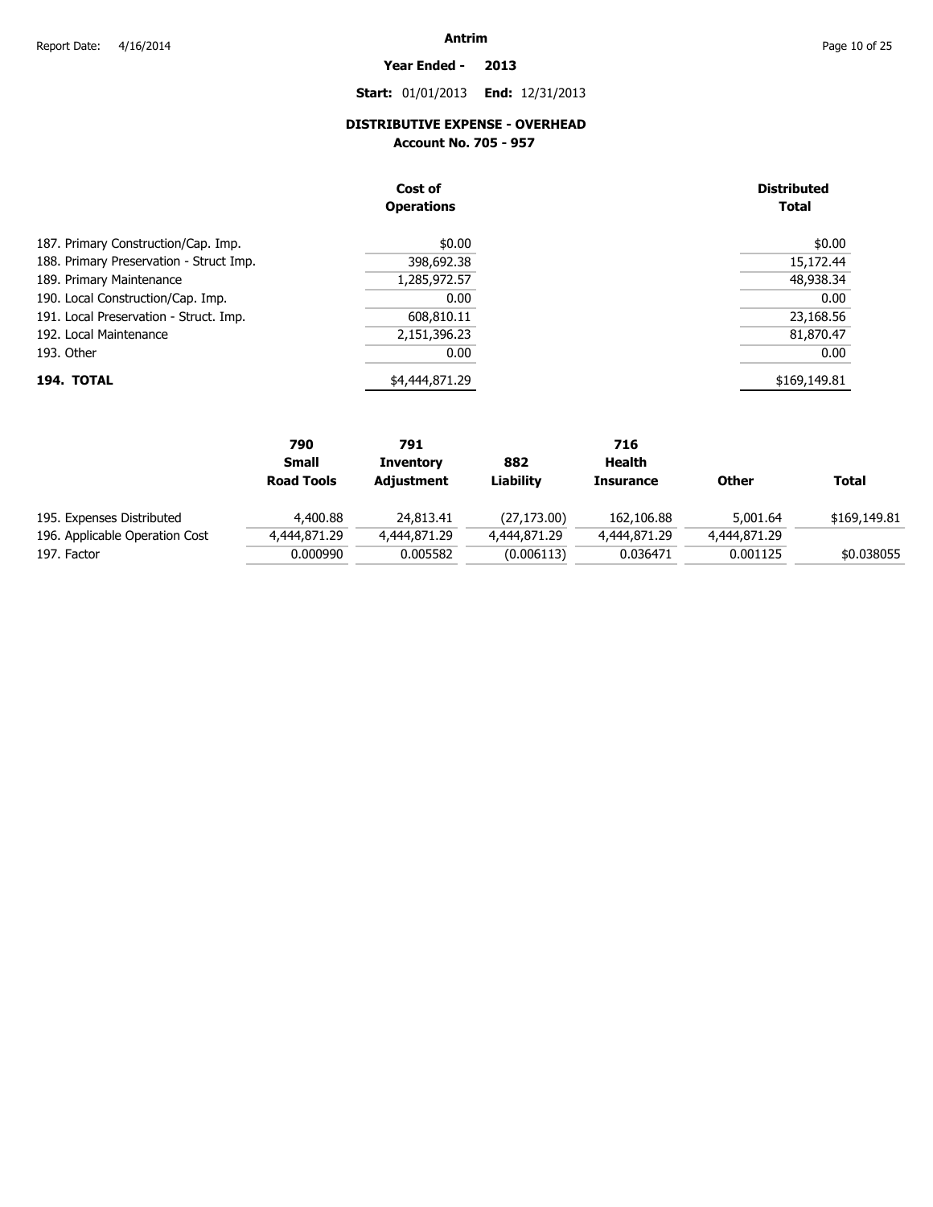# Antrim

**Year Ended - 2013**

**Start:** 01/01/2013 **End:** 12/31/2013

## DISTRIBUTIVE EXPENSE - OVERHEAD

### Account No. 705 - 957

| | Cost of Operations | Distributed Total |
|---|---|---|
| 187. Primary Construction/Cap. Imp. | $0.00 | $0.00 |
| 188. Primary Preservation - Struct Imp. | 398,692.38 | 15,172.44 |
| 189. Primary Maintenance | 1,285,972.57 | 48,938.34 |
| 190. Local Construction/Cap. Imp. | 0.00 | 0.00 |
| 191. Local Preservation - Struct. Imp. | 608,810.11 | 23,168.56 |
| 192. Local Maintenance | 2,151,396.23 | 81,870.47 |
| 193. Other | 0.00 | 0.00 |
| **194. TOTAL** | $4,444,871.29 | $169,149.81 |

| | 790 Small Road Tools | 791 Inventory Adjustment | 882 Liability | 716 Health Insurance | Other | Total |
|---|---|---|---|---|---|---|
| 195. Expenses Distributed | 4,400.88 | 24,813.41 | (27,173.00) | 162,106.88 | 5,001.64 | $169,149.81 |
| 196. Applicable Operation Cost | 4,444,871.29 | 4,444,871.29 | 4,444,871.29 | 4,444,871.29 | 4,444,871.29 | |
| 197. Factor | 0.000990 | 0.005582 | (0.006113) | 0.036471 | 0.001125 | $0.038055 |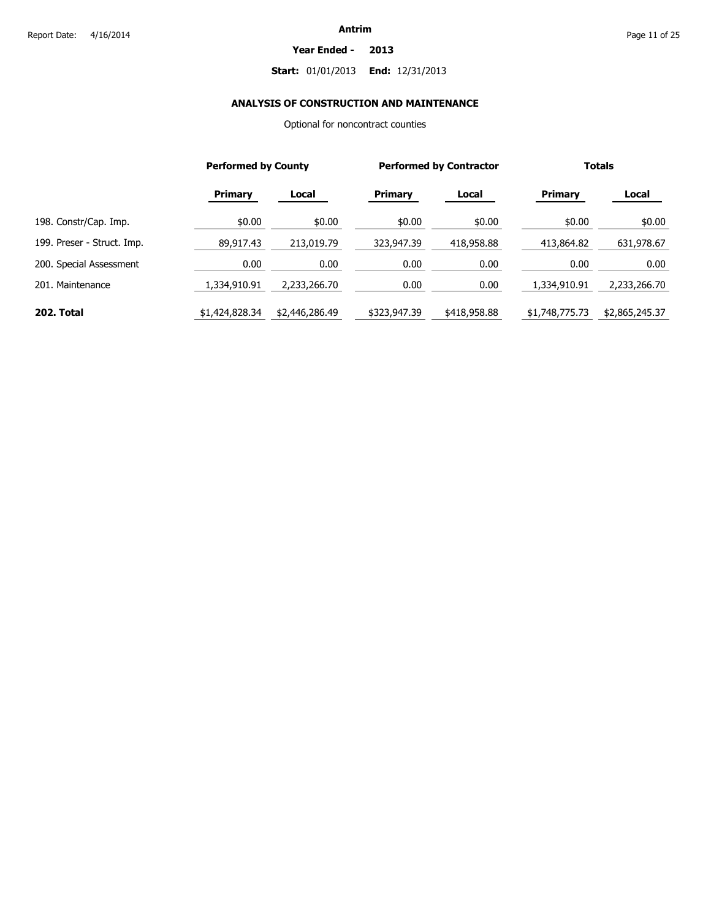Report Date: 4/16/2014

**Antrim**

**Year Ended - 2013**

**Start:** 01/01/2013 **End:** 12/31/2013

## ANALYSIS OF CONSTRUCTION AND MAINTENANCE

Optional for noncontract counties

| | Performed by County | | Performed by Contractor | | Totals | |
|---|---|---|---|---|---|---|
| | **Primary** | **Local** | **Primary** | **Local** | **Primary** | **Local** |
| 198. Constr/Cap. Imp. | $0.00 | $0.00 | $0.00 | $0.00 | $0.00 | $0.00 |
| 199. Preser - Struct. Imp. | 89,917.43 | 213,019.79 | 323,947.39 | 418,958.88 | 413,864.82 | 631,978.67 |
| 200. Special Assessment | 0.00 | 0.00 | 0.00 | 0.00 | 0.00 | 0.00 |
| 201. Maintenance | 1,334,910.91 | 2,233,266.70 | 0.00 | 0.00 | 1,334,910.91 | 2,233,266.70 |
| **202. Total** | $1,424,828.34 | $2,446,286.49 | $323,947.39 | $418,958.88 | $1,748,775.73 | $2,865,245.37 |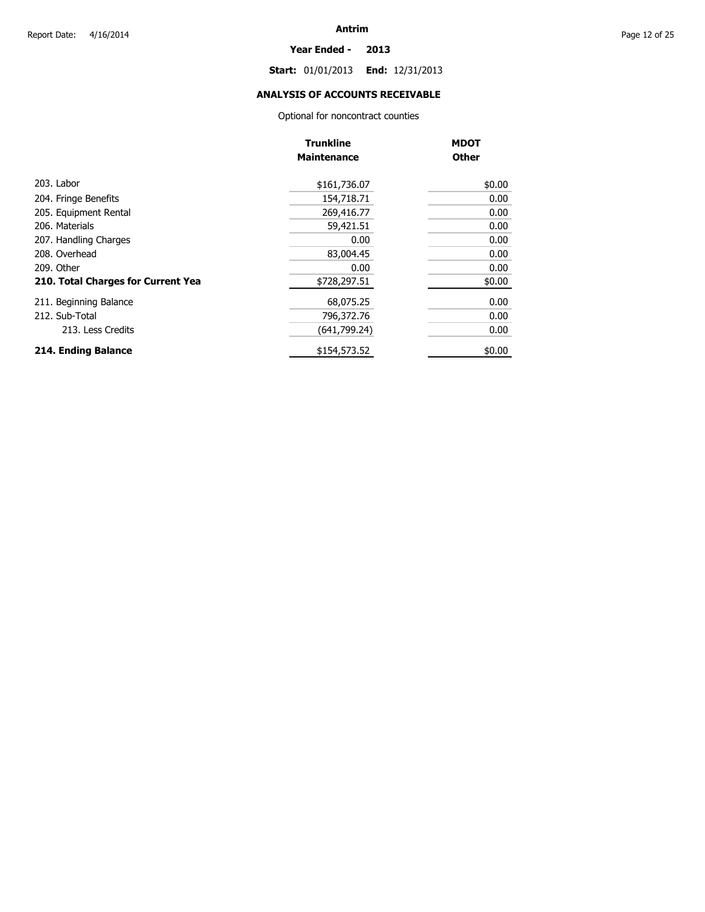# Antrim

**Year Ended - 2013**

**Start:** 01/01/2013 **End:** 12/31/2013

## ANALYSIS OF ACCOUNTS RECEIVABLE

Optional for noncontract counties

| | Trunkline Maintenance | MDOT Other |
|---|---|---|
| 203. Labor | $161,736.07 | $0.00 |
| 204. Fringe Benefits | 154,718.71 | 0.00 |
| 205. Equipment Rental | 269,416.77 | 0.00 |
| 206. Materials | 59,421.51 | 0.00 |
| 207. Handling Charges | 0.00 | 0.00 |
| 208. Overhead | 83,004.45 | 0.00 |
| 209. Other | 0.00 | 0.00 |
| **210. Total Charges for Current Yea** | $728,297.51 | $0.00 |
| 211. Beginning Balance | 68,075.25 | 0.00 |
| 212. Sub-Total | 796,372.76 | 0.00 |
| 213. Less Credits | (641,799.24) | 0.00 |
| **214. Ending Balance** | $154,573.52 | $0.00 |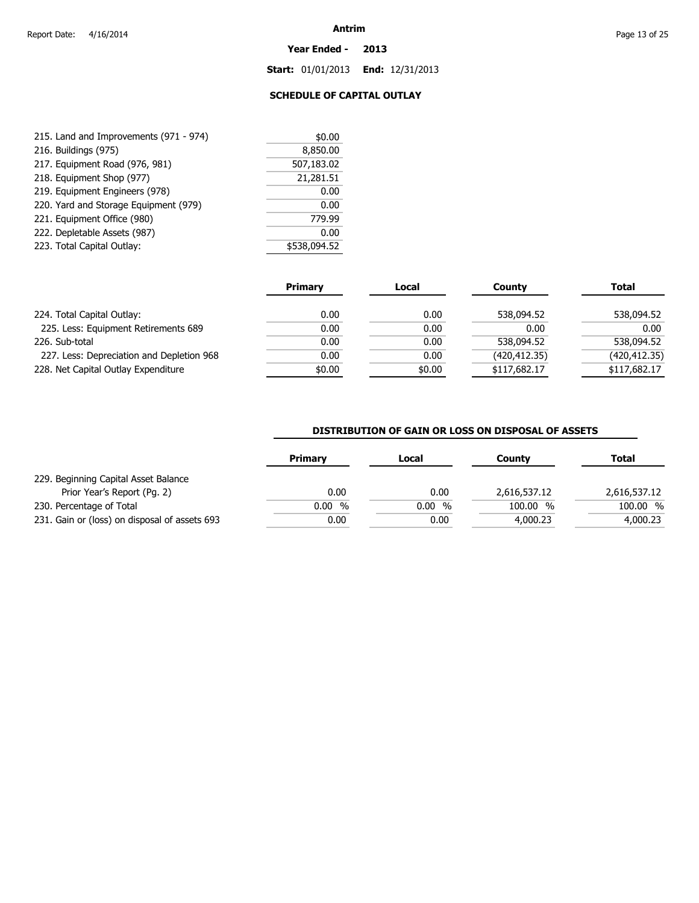Antrim

**Year Ended - 2013**

**Start:** 01/01/2013 **End:** 12/31/2013

## SCHEDULE OF CAPITAL OUTLAY

| | |
|---|---|
| 215. Land and Improvements (971 - 974) | $0.00 |
| 216. Buildings (975) | 8,850.00 |
| 217. Equipment Road (976, 981) | 507,183.02 |
| 218. Equipment Shop (977) | 21,281.51 |
| 219. Equipment Engineers (978) | 0.00 |
| 220. Yard and Storage Equipment (979) | 0.00 |
| 221. Equipment Office (980) | 779.99 |
| 222. Depletable Assets (987) | 0.00 |
| 223. Total Capital Outlay: | $538,094.52 |

| | Primary | Local | County | Total |
|---|---|---|---|---|
| 224. Total Capital Outlay: | 0.00 | 0.00 | 538,094.52 | 538,094.52 |
| 225. Less: Equipment Retirements 689 | 0.00 | 0.00 | 0.00 | 0.00 |
| 226. Sub-total | 0.00 | 0.00 | 538,094.52 | 538,094.52 |
| 227. Less: Depreciation and Depletion 968 | 0.00 | 0.00 | (420,412.35) | (420,412.35) |
| 228. Net Capital Outlay Expenditure | $0.00 | $0.00 | $117,682.17 | $117,682.17 |

### DISTRIBUTION OF GAIN OR LOSS ON DISPOSAL OF ASSETS

| | Primary | Local | County | Total |
|---|---|---|---|---|
| 229. Beginning Capital Asset Balance Prior Year's Report (Pg. 2) | 0.00 | 0.00 | 2,616,537.12 | 2,616,537.12 |
| 230. Percentage of Total | 0.00 % | 0.00 % | 100.00 % | 100.00 % |
| 231. Gain or (loss) on disposal of assets 693 | 0.00 | 0.00 | 4,000.23 | 4,000.23 |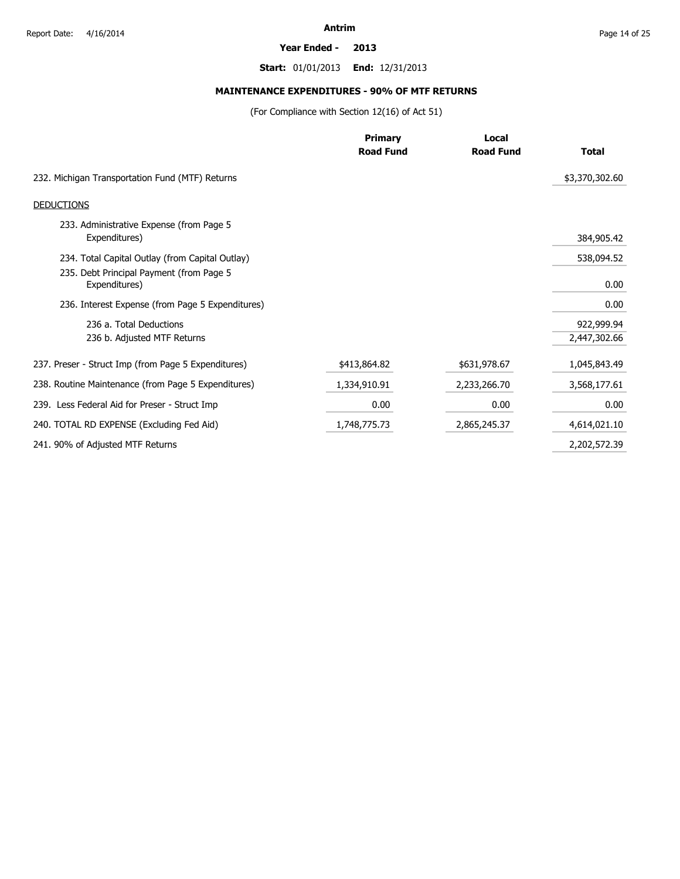**Antrim**

**Year Ended - 2013**

**Start:** 01/01/2013 **End:** 12/31/2013

## MAINTENANCE EXPENDITURES - 90% OF MTF RETURNS

(For Compliance with Section 12(16) of Act 51)

| | Primary Road Fund | Local Road Fund | Total |
|---|---|---|---|
| 232. Michigan Transportation Fund (MTF) Returns | | | $3,370,302.60 |
| DEDUCTIONS | | | |
| 233. Administrative Expense (from Page 5 Expenditures) | | | 384,905.42 |
| 234. Total Capital Outlay (from Capital Outlay) | | | 538,094.52 |
| 235. Debt Principal Payment (from Page 5 Expenditures) | | | 0.00 |
| 236. Interest Expense (from Page 5 Expenditures) | | | 0.00 |
| 236 a. Total Deductions | | | 922,999.94 |
| 236 b. Adjusted MTF Returns | | | 2,447,302.66 |
| 237. Preser - Struct Imp (from Page 5 Expenditures) | $413,864.82 | $631,978.67 | 1,045,843.49 |
| 238. Routine Maintenance (from Page 5 Expenditures) | 1,334,910.91 | 2,233,266.70 | 3,568,177.61 |
| 239. Less Federal Aid for Preser - Struct Imp | 0.00 | 0.00 | 0.00 |
| 240. TOTAL RD EXPENSE (Excluding Fed Aid) | 1,748,775.73 | 2,865,245.37 | 4,614,021.10 |
| 241. 90% of Adjusted MTF Returns | | | 2,202,572.39 |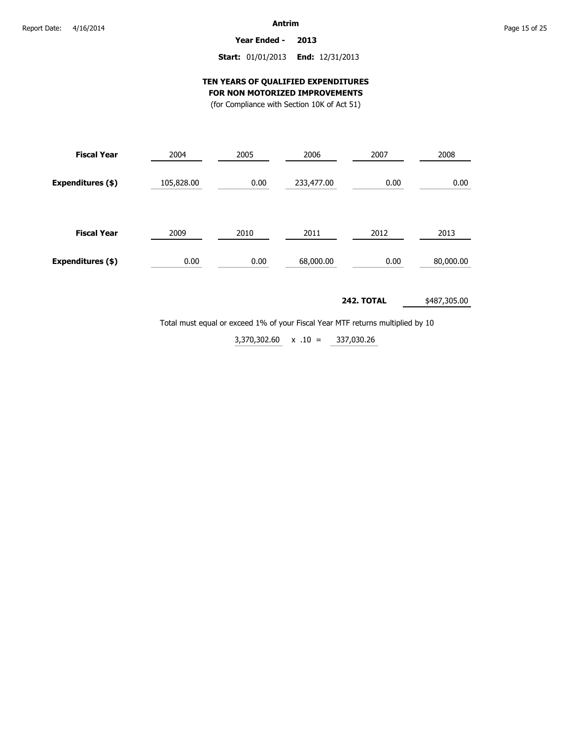**Antrim**

**Year Ended - 2013**

**Start:** 01/01/2013 **End:** 12/31/2013

## TEN YEARS OF QUALIFIED EXPENDITURES FOR NON MOTORIZED IMPROVEMENTS

(for Compliance with Section 10K of Act 51)

| **Fiscal Year** | 2004 | 2005 | 2006 | 2007 | 2008 |
|---|---|---|---|---|---|
| **Expenditures ($)** | 105,828.00 | 0.00 | 233,477.00 | 0.00 | 0.00 |

| **Fiscal Year** | 2009 | 2010 | 2011 | 2012 | 2013 |
|---|---|---|---|---|---|
| **Expenditures ($)** | 0.00 | 0.00 | 68,000.00 | 0.00 | 80,000.00 |

**242. TOTAL** $487,305.00

Total must equal or exceed 1% of your Fiscal Year MTF returns multiplied by 10

3,370,302.60 x .10 = 337,030.26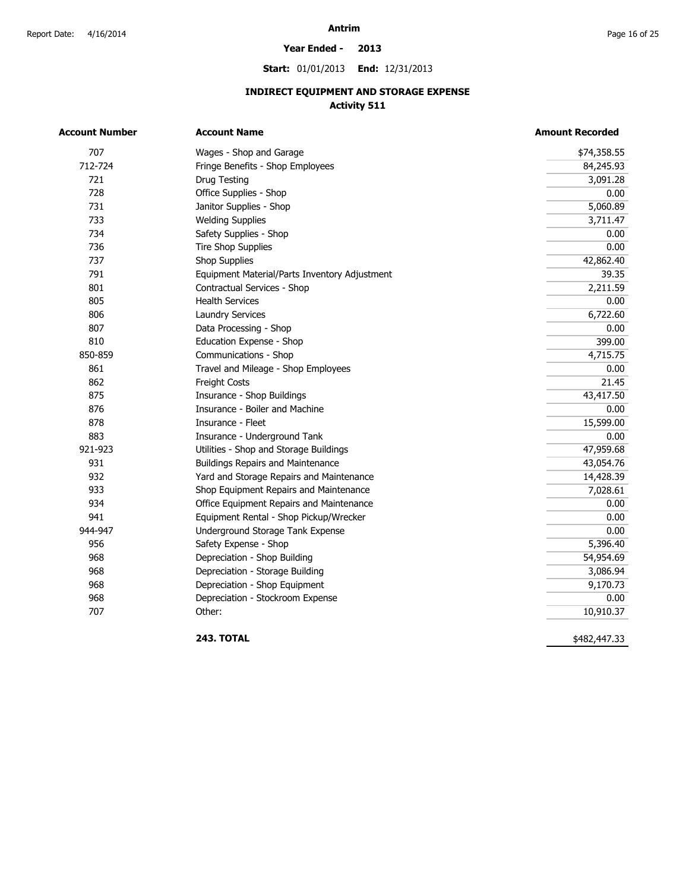**Antrim**

**Year Ended - 2013**

**Start:** 01/01/2013 **End:** 12/31/2013

## INDIRECT EQUIPMENT AND STORAGE EXPENSE
### Activity 511

| Account Number | Account Name | Amount Recorded |
|---|---|---|
| 707 | Wages - Shop and Garage | $74,358.55 |
| 712-724 | Fringe Benefits - Shop Employees | 84,245.93 |
| 721 | Drug Testing | 3,091.28 |
| 728 | Office Supplies - Shop | 0.00 |
| 731 | Janitor Supplies - Shop | 5,060.89 |
| 733 | Welding Supplies | 3,711.47 |
| 734 | Safety Supplies - Shop | 0.00 |
| 736 | Tire Shop Supplies | 0.00 |
| 737 | Shop Supplies | 42,862.40 |
| 791 | Equipment Material/Parts Inventory Adjustment | 39.35 |
| 801 | Contractual Services - Shop | 2,211.59 |
| 805 | Health Services | 0.00 |
| 806 | Laundry Services | 6,722.60 |
| 807 | Data Processing - Shop | 0.00 |
| 810 | Education Expense - Shop | 399.00 |
| 850-859 | Communications - Shop | 4,715.75 |
| 861 | Travel and Mileage - Shop Employees | 0.00 |
| 862 | Freight Costs | 21.45 |
| 875 | Insurance - Shop Buildings | 43,417.50 |
| 876 | Insurance - Boiler and Machine | 0.00 |
| 878 | Insurance - Fleet | 15,599.00 |
| 883 | Insurance - Underground Tank | 0.00 |
| 921-923 | Utilities - Shop and Storage Buildings | 47,959.68 |
| 931 | Buildings Repairs and Maintenance | 43,054.76 |
| 932 | Yard and Storage Repairs and Maintenance | 14,428.39 |
| 933 | Shop Equipment Repairs and Maintenance | 7,028.61 |
| 934 | Office Equipment Repairs and Maintenance | 0.00 |
| 941 | Equipment Rental - Shop Pickup/Wrecker | 0.00 |
| 944-947 | Underground Storage Tank Expense | 0.00 |
| 956 | Safety Expense - Shop | 5,396.40 |
| 968 | Depreciation - Shop Building | 54,954.69 |
| 968 | Depreciation - Storage Building | 3,086.94 |
| 968 | Depreciation - Shop Equipment | 9,170.73 |
| 968 | Depreciation - Stockroom Expense | 0.00 |
| 707 | Other: | 10,910.37 |
| | **243. TOTAL** | $482,447.33 |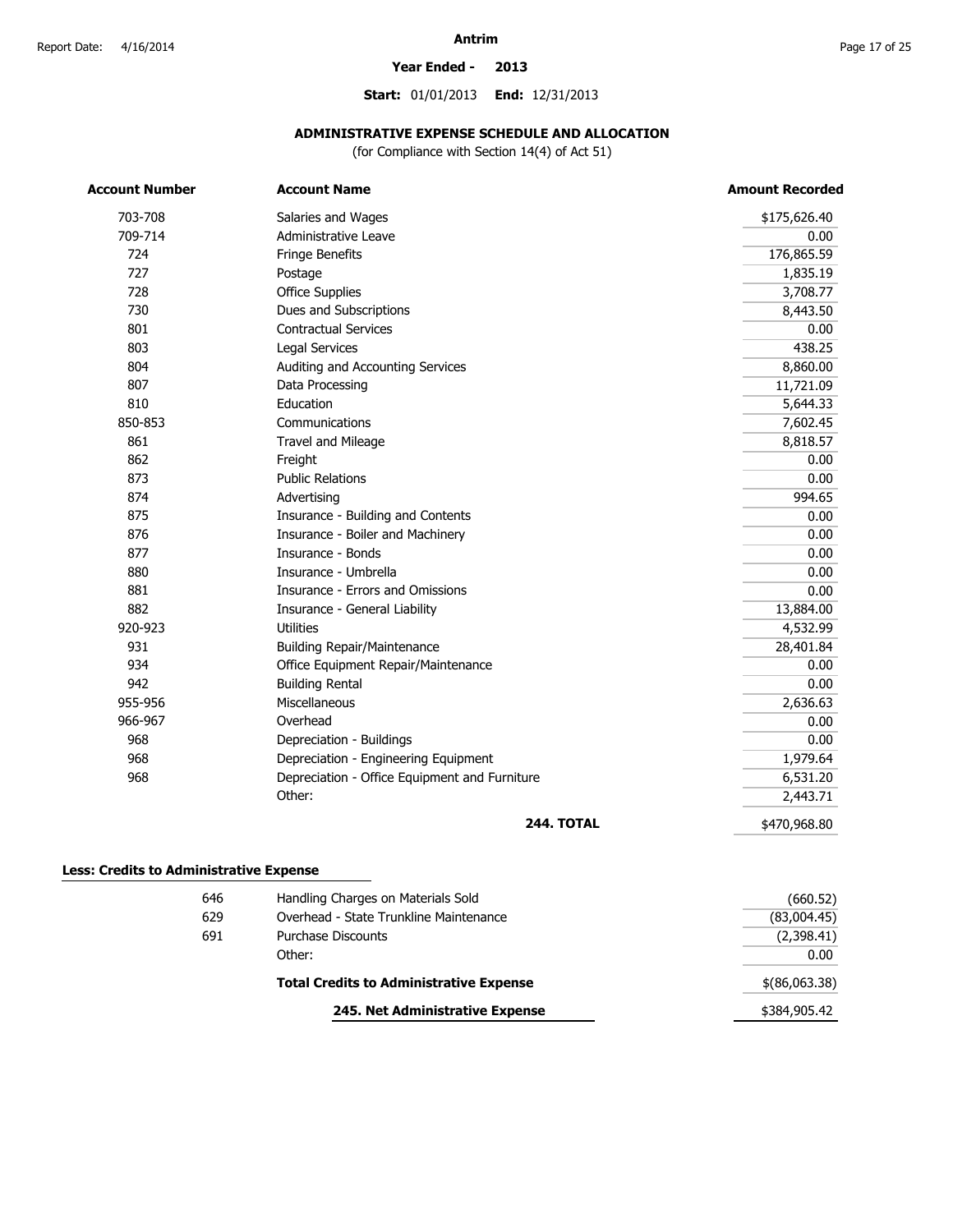**Antrim**

**Year Ended - 2013**

**Start:** 01/01/2013 **End:** 12/31/2013

## ADMINISTRATIVE EXPENSE SCHEDULE AND ALLOCATION

(for Compliance with Section 14(4) of Act 51)

| Account Number | Account Name | Amount Recorded |
|---|---|---|
| 703-708 | Salaries and Wages | $175,626.40 |
| 709-714 | Administrative Leave | 0.00 |
| 724 | Fringe Benefits | 176,865.59 |
| 727 | Postage | 1,835.19 |
| 728 | Office Supplies | 3,708.77 |
| 730 | Dues and Subscriptions | 8,443.50 |
| 801 | Contractual Services | 0.00 |
| 803 | Legal Services | 438.25 |
| 804 | Auditing and Accounting Services | 8,860.00 |
| 807 | Data Processing | 11,721.09 |
| 810 | Education | 5,644.33 |
| 850-853 | Communications | 7,602.45 |
| 861 | Travel and Mileage | 8,818.57 |
| 862 | Freight | 0.00 |
| 873 | Public Relations | 0.00 |
| 874 | Advertising | 994.65 |
| 875 | Insurance - Building and Contents | 0.00 |
| 876 | Insurance - Boiler and Machinery | 0.00 |
| 877 | Insurance - Bonds | 0.00 |
| 880 | Insurance - Umbrella | 0.00 |
| 881 | Insurance - Errors and Omissions | 0.00 |
| 882 | Insurance - General Liability | 13,884.00 |
| 920-923 | Utilities | 4,532.99 |
| 931 | Building Repair/Maintenance | 28,401.84 |
| 934 | Office Equipment Repair/Maintenance | 0.00 |
| 942 | Building Rental | 0.00 |
| 955-956 | Miscellaneous | 2,636.63 |
| 966-967 | Overhead | 0.00 |
| 968 | Depreciation - Buildings | 0.00 |
| 968 | Depreciation - Engineering Equipment | 1,979.64 |
| 968 | Depreciation - Office Equipment and Furniture | 6,531.20 |
| | Other: | 2,443.71 |
| | **244. TOTAL** | $470,968.80 |

**Less: Credits to Administrative Expense**

| Account Number | Account Name | Amount Recorded |
|---|---|---|
| 646 | Handling Charges on Materials Sold | (660.52) |
| 629 | Overhead - State Trunkline Maintenance | (83,004.45) |
| 691 | Purchase Discounts | (2,398.41) |
| | Other: | 0.00 |
| | **Total Credits to Administrative Expense** | $(86,063.38) |
| | **245. Net Administrative Expense** | $384,905.42 |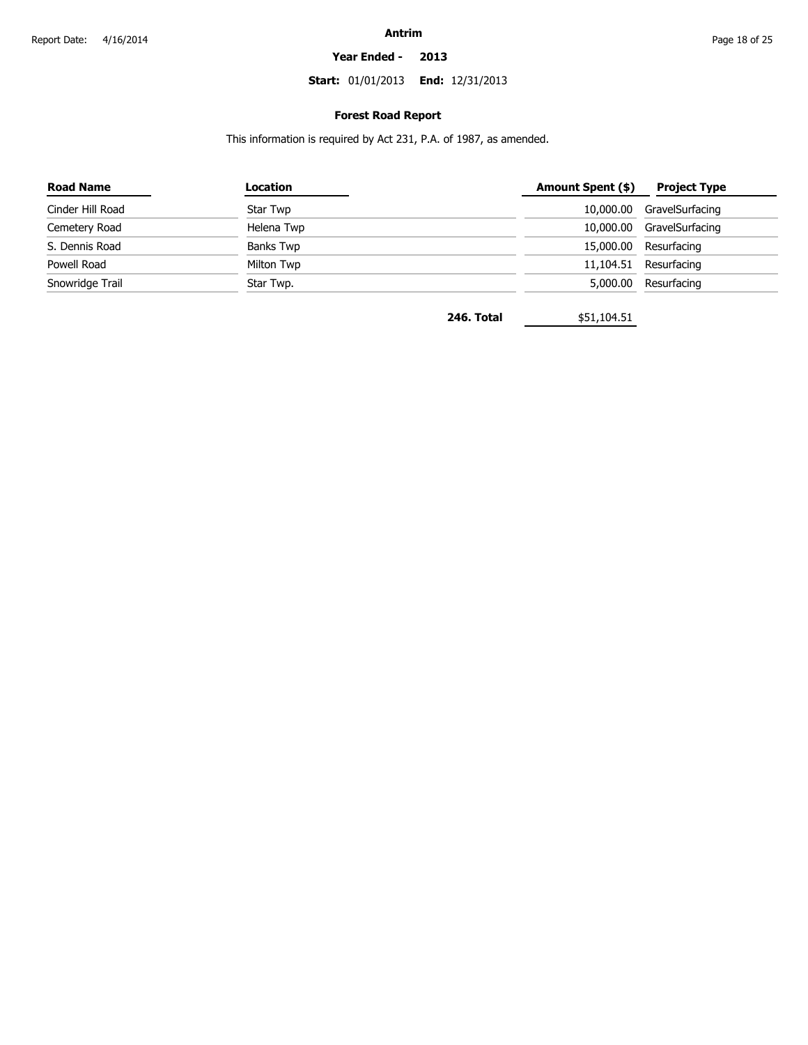**Antrim**

**Year Ended - 2013**

**Start:** 01/01/2013 **End:** 12/31/2013

## Forest Road Report

This information is required by Act 231, P.A. of 1987, as amended.

| Road Name | Location | Amount Spent ($) | Project Type |
|---|---|---|---|
| Cinder Hill Road | Star Twp | 10,000.00 | GravelSurfacing |
| Cemetery Road | Helena Twp | 10,000.00 | GravelSurfacing |
| S. Dennis Road | Banks Twp | 15,000.00 | Resurfacing |
| Powell Road | Milton Twp | 11,104.51 | Resurfacing |
| Snowridge Trail | Star Twp. | 5,000.00 | Resurfacing |
| | **246. Total** | $51,104.51 | |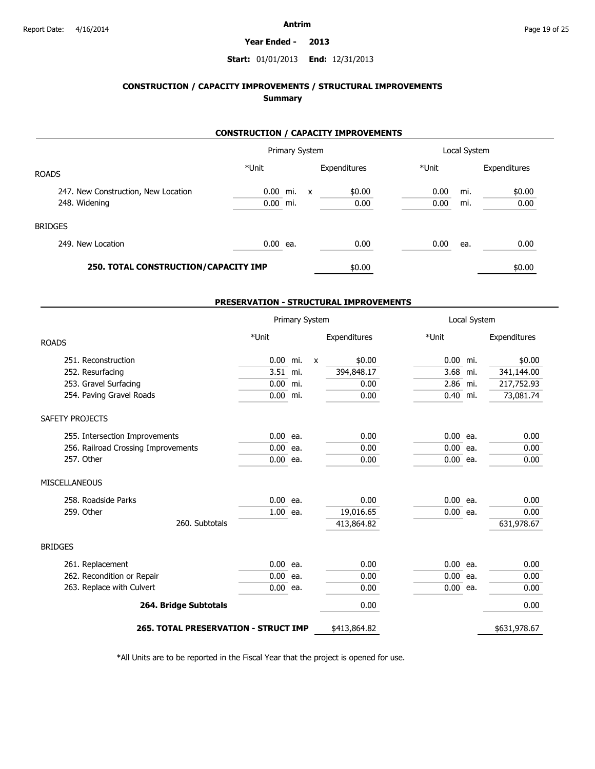**Antrim**

**Year Ended - 2013**

**Start:** 01/01/2013 **End:** 12/31/2013

## CONSTRUCTION / CAPACITY IMPROVEMENTS / STRUCTURAL IMPROVEMENTS

### Summary

#### CONSTRUCTION / CAPACITY IMPROVEMENTS

| | Primary System | | | | Local System | | |
|---|---|---|---|---|---|---|---|
| ROADS | *Unit | | | Expenditures | *Unit | | Expenditures |
| 247. New Construction, New Location | 0.00 | mi. | x | $0.00 | 0.00 | mi. | $0.00 |
| 248. Widening | 0.00 | mi. | | 0.00 | 0.00 | mi. | 0.00 |
| BRIDGES | | | | | | | |
| 249. New Location | 0.00 | ea. | | 0.00 | 0.00 | ea. | 0.00 |
| **250. TOTAL CONSTRUCTION/CAPACITY IMP** | | | | $0.00 | | | $0.00 |

#### PRESERVATION - STRUCTURAL IMPROVEMENTS

| | Primary System | | | | Local System | | |
|---|---|---|---|---|---|---|---|
| ROADS | *Unit | | | Expenditures | *Unit | | Expenditures |
| 251. Reconstruction | 0.00 | mi. | x | $0.00 | 0.00 | mi. | $0.00 |
| 252. Resurfacing | 3.51 | mi. | | 394,848.17 | 3.68 | mi. | 341,144.00 |
| 253. Gravel Surfacing | 0.00 | mi. | | 0.00 | 2.86 | mi. | 217,752.93 |
| 254. Paving Gravel Roads | 0.00 | mi. | | 0.00 | 0.40 | mi. | 73,081.74 |
| SAFETY PROJECTS | | | | | | | |
| 255. Intersection Improvements | 0.00 | ea. | | 0.00 | 0.00 | ea. | 0.00 |
| 256. Railroad Crossing Improvements | 0.00 | ea. | | 0.00 | 0.00 | ea. | 0.00 |
| 257. Other | 0.00 | ea. | | 0.00 | 0.00 | ea. | 0.00 |
| MISCELLANEOUS | | | | | | | |
| 258. Roadside Parks | 0.00 | ea. | | 0.00 | 0.00 | ea. | 0.00 |
| 259. Other | 1.00 | ea. | | 19,016.65 | 0.00 | ea. | 0.00 |
| 260. Subtotals | | | | 413,864.82 | | | 631,978.67 |
| BRIDGES | | | | | | | |
| 261. Replacement | 0.00 | ea. | | 0.00 | 0.00 | ea. | 0.00 |
| 262. Recondition or Repair | 0.00 | ea. | | 0.00 | 0.00 | ea. | 0.00 |
| 263. Replace with Culvert | 0.00 | ea. | | 0.00 | 0.00 | ea. | 0.00 |
| **264. Bridge Subtotals** | | | | 0.00 | | | 0.00 |
| **265. TOTAL PRESERVATION - STRUCT IMP** | | | | $413,864.82 | | | $631,978.67 |

*All Units are to be reported in the Fiscal Year that the project is opened for use.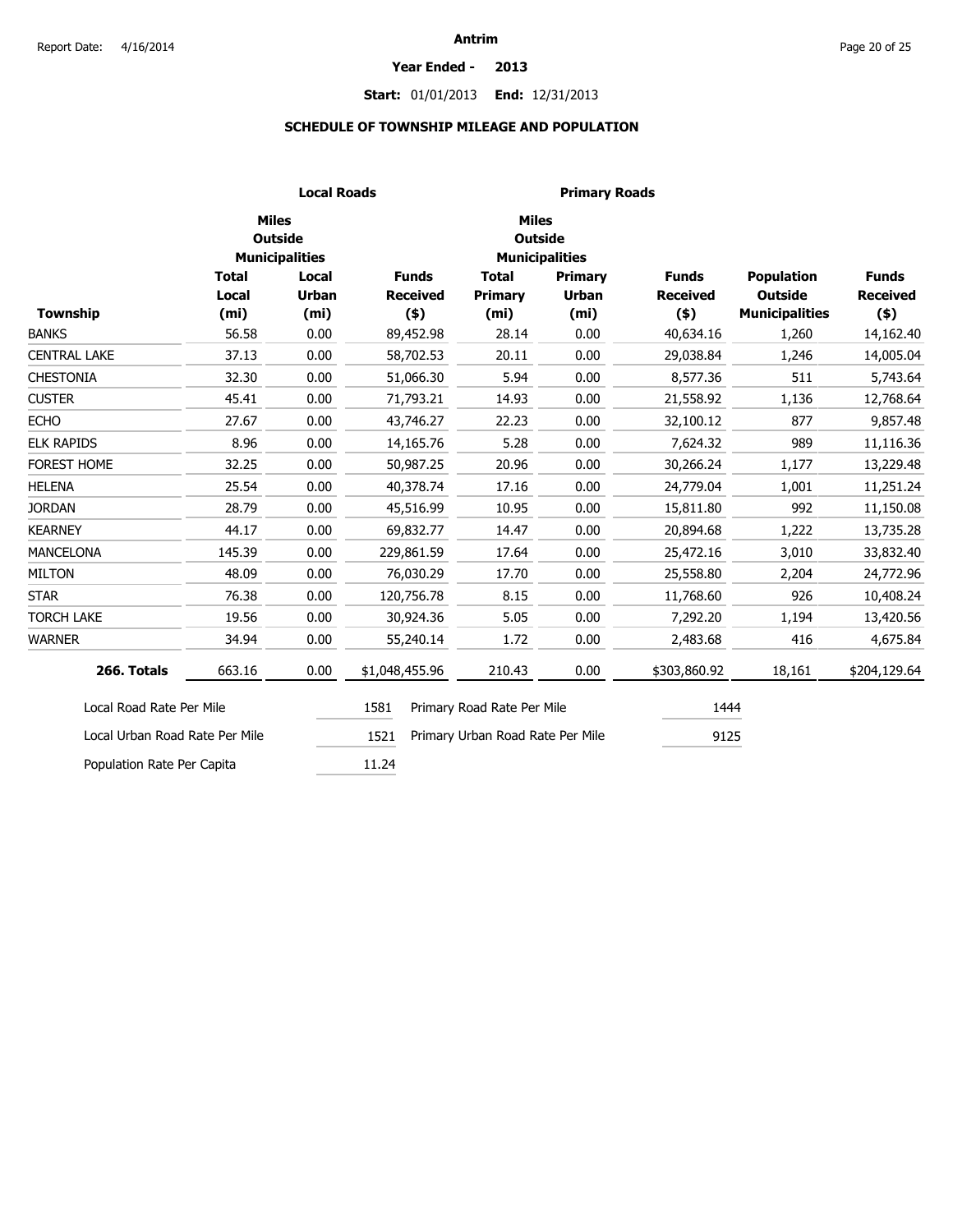# Antrim

**Year Ended - 2013**

**Start:** 01/01/2013 **End:** 12/31/2013

## SCHEDULE OF TOWNSHIP MILEAGE AND POPULATION

| | Local Roads | | | Primary Roads | | | | |
|---|---|---|---|---|---|---|---|---|
| | Miles Outside Municipalities | | | Miles Outside Municipalities | | | | |
| **Township** | **Total Local (mi)** | **Local Urban (mi)** | **Funds Received ($)** | **Total Primary (mi)** | **Primary Urban (mi)** | **Funds Received ($)** | **Population Outside Municipalities** | **Funds Received ($)** |
| BANKS | 56.58 | 0.00 | 89,452.98 | 28.14 | 0.00 | 40,634.16 | 1,260 | 14,162.40 |
| CENTRAL LAKE | 37.13 | 0.00 | 58,702.53 | 20.11 | 0.00 | 29,038.84 | 1,246 | 14,005.04 |
| CHESTONIA | 32.30 | 0.00 | 51,066.30 | 5.94 | 0.00 | 8,577.36 | 511 | 5,743.64 |
| CUSTER | 45.41 | 0.00 | 71,793.21 | 14.93 | 0.00 | 21,558.92 | 1,136 | 12,768.64 |
| ECHO | 27.67 | 0.00 | 43,746.27 | 22.23 | 0.00 | 32,100.12 | 877 | 9,857.48 |
| ELK RAPIDS | 8.96 | 0.00 | 14,165.76 | 5.28 | 0.00 | 7,624.32 | 989 | 11,116.36 |
| FOREST HOME | 32.25 | 0.00 | 50,987.25 | 20.96 | 0.00 | 30,266.24 | 1,177 | 13,229.48 |
| HELENA | 25.54 | 0.00 | 40,378.74 | 17.16 | 0.00 | 24,779.04 | 1,001 | 11,251.24 |
| JORDAN | 28.79 | 0.00 | 45,516.99 | 10.95 | 0.00 | 15,811.80 | 992 | 11,150.08 |
| KEARNEY | 44.17 | 0.00 | 69,832.77 | 14.47 | 0.00 | 20,894.68 | 1,222 | 13,735.28 |
| MANCELONA | 145.39 | 0.00 | 229,861.59 | 17.64 | 0.00 | 25,472.16 | 3,010 | 33,832.40 |
| MILTON | 48.09 | 0.00 | 76,030.29 | 17.70 | 0.00 | 25,558.80 | 2,204 | 24,772.96 |
| STAR | 76.38 | 0.00 | 120,756.78 | 8.15 | 0.00 | 11,768.60 | 926 | 10,408.24 |
| TORCH LAKE | 19.56 | 0.00 | 30,924.36 | 5.05 | 0.00 | 7,292.20 | 1,194 | 13,420.56 |
| WARNER | 34.94 | 0.00 | 55,240.14 | 1.72 | 0.00 | 2,483.68 | 416 | 4,675.84 |
| **266. Totals** | 663.16 | 0.00 | $1,048,455.96 | 210.43 | 0.00 | $303,860.92 | 18,161 | $204,129.64 |

| | | | |
|---|---|---|---|
| Local Road Rate Per Mile | 1581 | Primary Road Rate Per Mile | 1444 |
| Local Urban Road Rate Per Mile | 1521 | Primary Urban Road Rate Per Mile | 9125 |
| Population Rate Per Capita | 11.24 | | |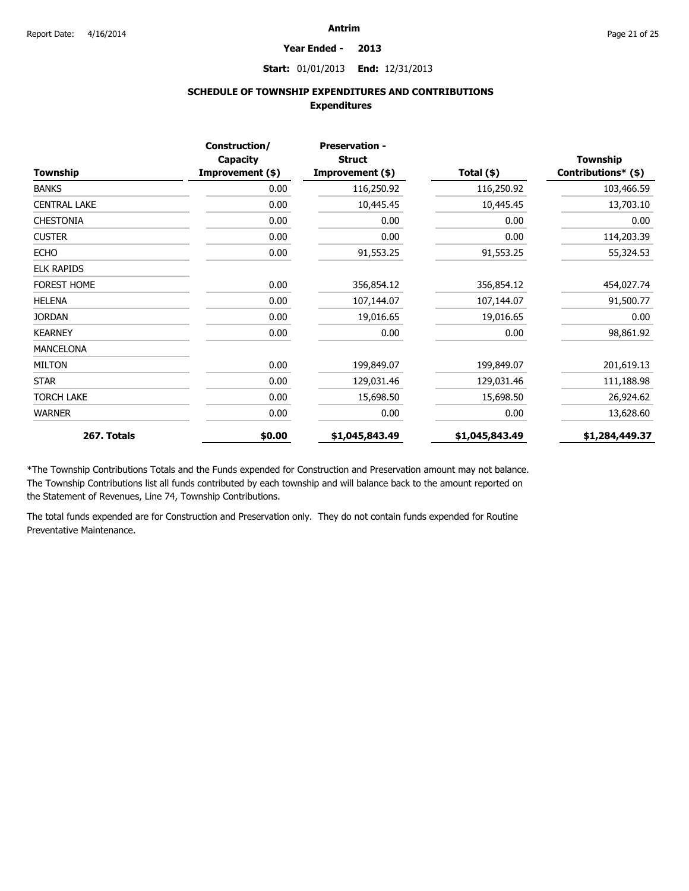**Antrim**

**Year Ended - 2013**

**Start:** 01/01/2013 **End:** 12/31/2013

## SCHEDULE OF TOWNSHIP EXPENDITURES AND CONTRIBUTIONS

### Expenditures

| Township | Construction/ Capacity Improvement ($) | Preservation - Struct Improvement ($) | Total ($) | Township Contributions* ($) |
|---|---|---|---|---|
| BANKS | 0.00 | 116,250.92 | 116,250.92 | 103,466.59 |
| CENTRAL LAKE | 0.00 | 10,445.45 | 10,445.45 | 13,703.10 |
| CHESTONIA | 0.00 | 0.00 | 0.00 | 0.00 |
| CUSTER | 0.00 | 0.00 | 0.00 | 114,203.39 |
| ECHO | 0.00 | 91,553.25 | 91,553.25 | 55,324.53 |
| ELK RAPIDS | | | | |
| FOREST HOME | 0.00 | 356,854.12 | 356,854.12 | 454,027.74 |
| HELENA | 0.00 | 107,144.07 | 107,144.07 | 91,500.77 |
| JORDAN | 0.00 | 19,016.65 | 19,016.65 | 0.00 |
| KEARNEY | 0.00 | 0.00 | 0.00 | 98,861.92 |
| MANCELONA | | | | |
| MILTON | 0.00 | 199,849.07 | 199,849.07 | 201,619.13 |
| STAR | 0.00 | 129,031.46 | 129,031.46 | 111,188.98 |
| TORCH LAKE | 0.00 | 15,698.50 | 15,698.50 | 26,924.62 |
| WARNER | 0.00 | 0.00 | 0.00 | 13,628.60 |
| **267. Totals** | **$0.00** | **$1,045,843.49** | **$1,045,843.49** | **$1,284,449.37** |

*The Township Contributions Totals and the Funds expended for Construction and Preservation amount may not balance. The Township Contributions list all funds contributed by each township and will balance back to the amount reported on the Statement of Revenues, Line 74, Township Contributions.

The total funds expended are for Construction and Preservation only. They do not contain funds expended for Routine Preventative Maintenance.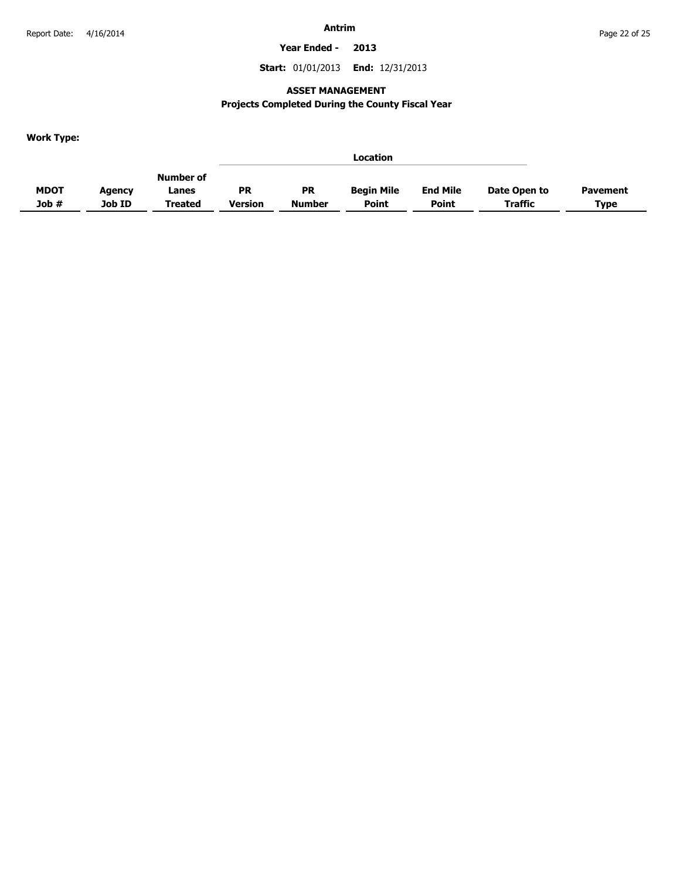**Antrim**

**Year Ended - 2013**

**Start:** 01/01/2013 **End:** 12/31/2013

## ASSET MANAGEMENT

### Projects Completed During the County Fiscal Year

**Work Type:**

| MDOT Job # | Agency Job ID | Number of Lanes Treated | Location | | | | Date Open to Traffic | Pavement Type |
|---|---|---|---|---|---|---|---|---|
| | | | PR Version | PR Number | Begin Mile Point | End Mile Point | | |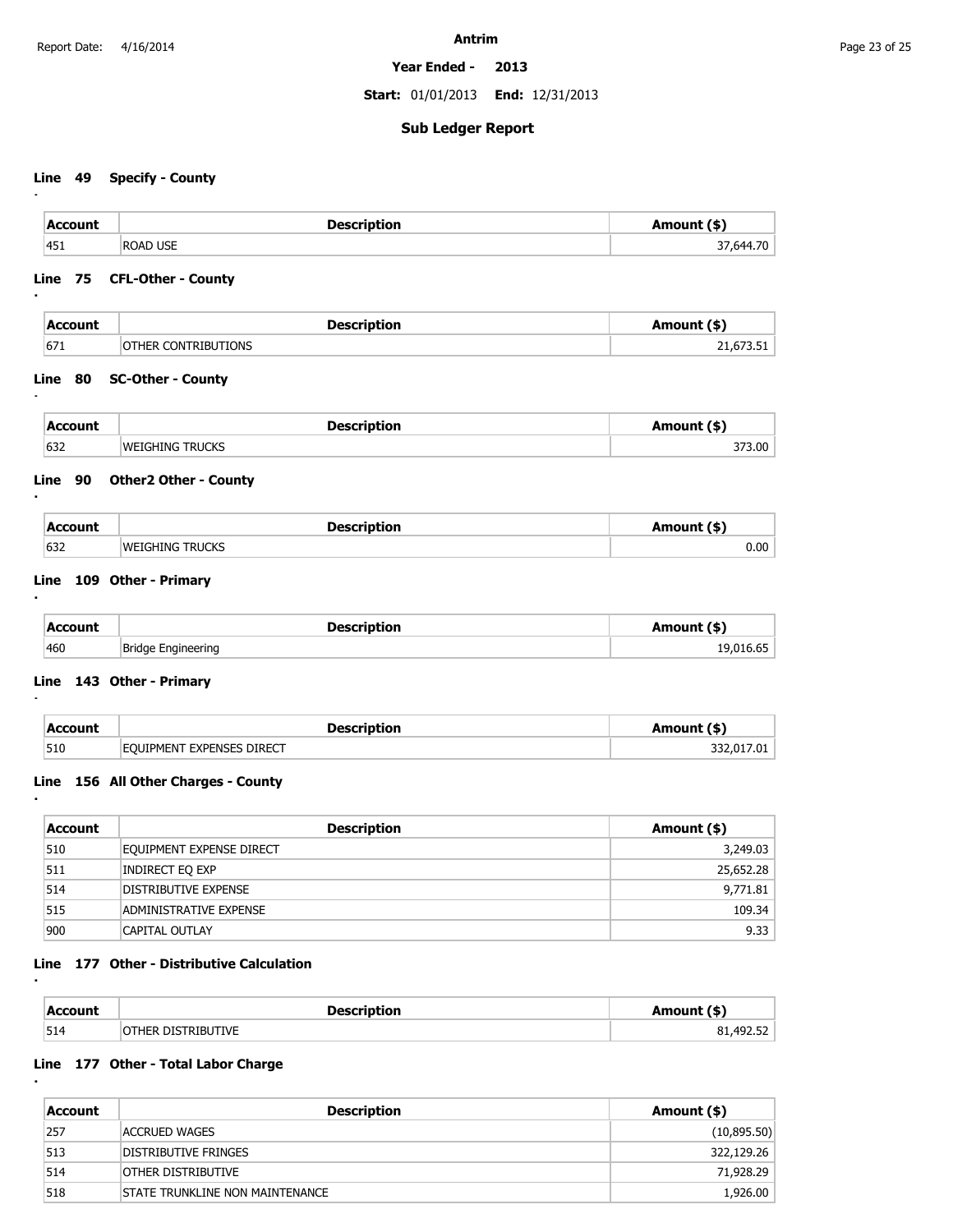# Antrim

**Year Ended - 2013**

**Start:** 01/01/2013 **End:** 12/31/2013

## Sub Ledger Report

### Line 49 Specify - County

| Account | Description | Amount ($) |
|---|---|---|
| 451 | ROAD USE | 37,644.70 |

### Line 75 CFL-Other - County

| Account | Description | Amount ($) |
|---|---|---|
| 671 | OTHER CONTRIBUTIONS | 21,673.51 |

### Line 80 SC-Other - County

| Account | Description | Amount ($) |
|---|---|---|
| 632 | WEIGHING TRUCKS | 373.00 |

### Line 90 Other2 Other - County

| Account | Description | Amount ($) |
|---|---|---|
| 632 | WEIGHING TRUCKS | 0.00 |

### Line 109 Other - Primary

| Account | Description | Amount ($) |
|---|---|---|
| 460 | Bridge Engineering | 19,016.65 |

### Line 143 Other - Primary

| Account | Description | Amount ($) |
|---|---|---|
| 510 | EQUIPMENT EXPENSES DIRECT | 332,017.01 |

### Line 156 All Other Charges - County

| Account | Description | Amount ($) |
|---|---|---|
| 510 | EQUIPMENT EXPENSE DIRECT | 3,249.03 |
| 511 | INDIRECT EQ EXP | 25,652.28 |
| 514 | DISTRIBUTIVE EXPENSE | 9,771.81 |
| 515 | ADMINISTRATIVE EXPENSE | 109.34 |
| 900 | CAPITAL OUTLAY | 9.33 |

### Line 177 Other - Distributive Calculation

| Account | Description | Amount ($) |
|---|---|---|
| 514 | OTHER DISTRIBUTIVE | 81,492.52 |

### Line 177 Other - Total Labor Charge

| Account | Description | Amount ($) |
|---|---|---|
| 257 | ACCRUED WAGES | (10,895.50) |
| 513 | DISTRIBUTIVE FRINGES | 322,129.26 |
| 514 | OTHER DISTRIBUTIVE | 71,928.29 |
| 518 | STATE TRUNKLINE NON MAINTENANCE | 1,926.00 |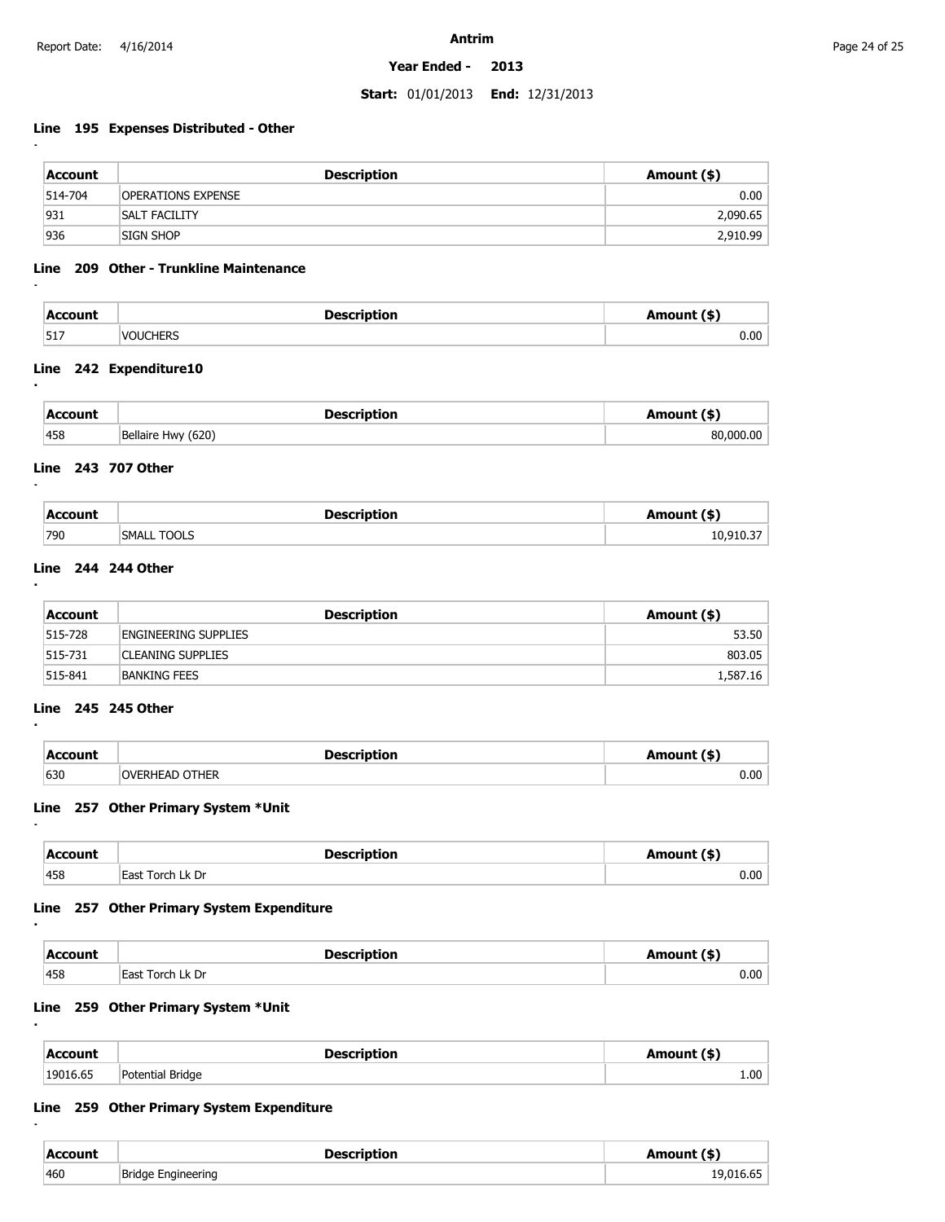**Antrim**

**Year Ended - 2013**

**Start:** 01/01/2013 **End:** 12/31/2013

### Line 195 Expenses Distributed - Other

| Account | Description | Amount ($) |
|---|---|---|
| 514-704 | OPERATIONS EXPENSE | 0.00 |
| 931 | SALT FACILITY | 2,090.65 |
| 936 | SIGN SHOP | 2,910.99 |

### Line 209 Other - Trunkline Maintenance

| Account | Description | Amount ($) |
|---|---|---|
| 517 | VOUCHERS | 0.00 |

### Line 242 Expenditure10

| Account | Description | Amount ($) |
|---|---|---|
| 458 | Bellaire Hwy (620) | 80,000.00 |

### Line 243 707 Other

| Account | Description | Amount ($) |
|---|---|---|
| 790 | SMALL TOOLS | 10,910.37 |

### Line 244 244 Other

| Account | Description | Amount ($) |
|---|---|---|
| 515-728 | ENGINEERING SUPPLIES | 53.50 |
| 515-731 | CLEANING SUPPLIES | 803.05 |
| 515-841 | BANKING FEES | 1,587.16 |

### Line 245 245 Other

| Account | Description | Amount ($) |
|---|---|---|
| 630 | OVERHEAD OTHER | 0.00 |

### Line 257 Other Primary System *Unit

| Account | Description | Amount ($) |
|---|---|---|
| 458 | East Torch Lk Dr | 0.00 |

### Line 257 Other Primary System Expenditure

| Account | Description | Amount ($) |
|---|---|---|
| 458 | East Torch Lk Dr | 0.00 |

### Line 259 Other Primary System *Unit

| Account | Description | Amount ($) |
|---|---|---|
| 19016.65 | Potential Bridge | 1.00 |

### Line 259 Other Primary System Expenditure

| Account | Description | Amount ($) |
|---|---|---|
| 460 | Bridge Engineering | 19,016.65 |